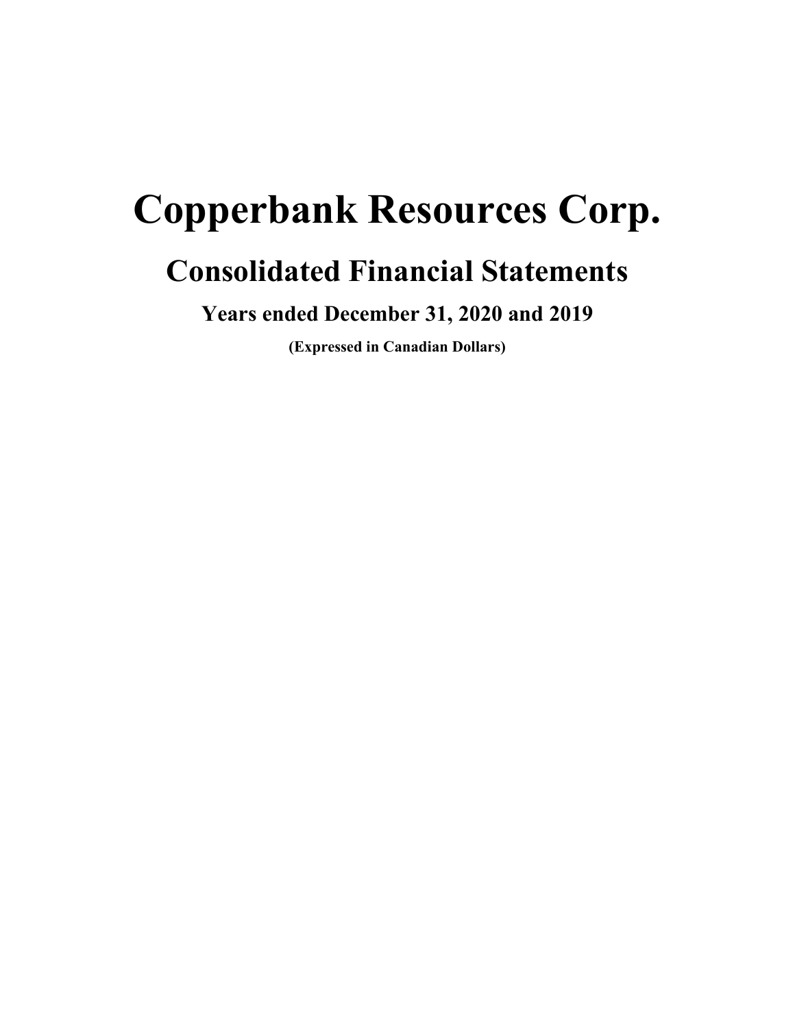# Copperbank Resources Corp.

## Consolidated Financial Statements

### Years ended December 31, 2020 and 2019

**(Expressed in Canadian Dollars)**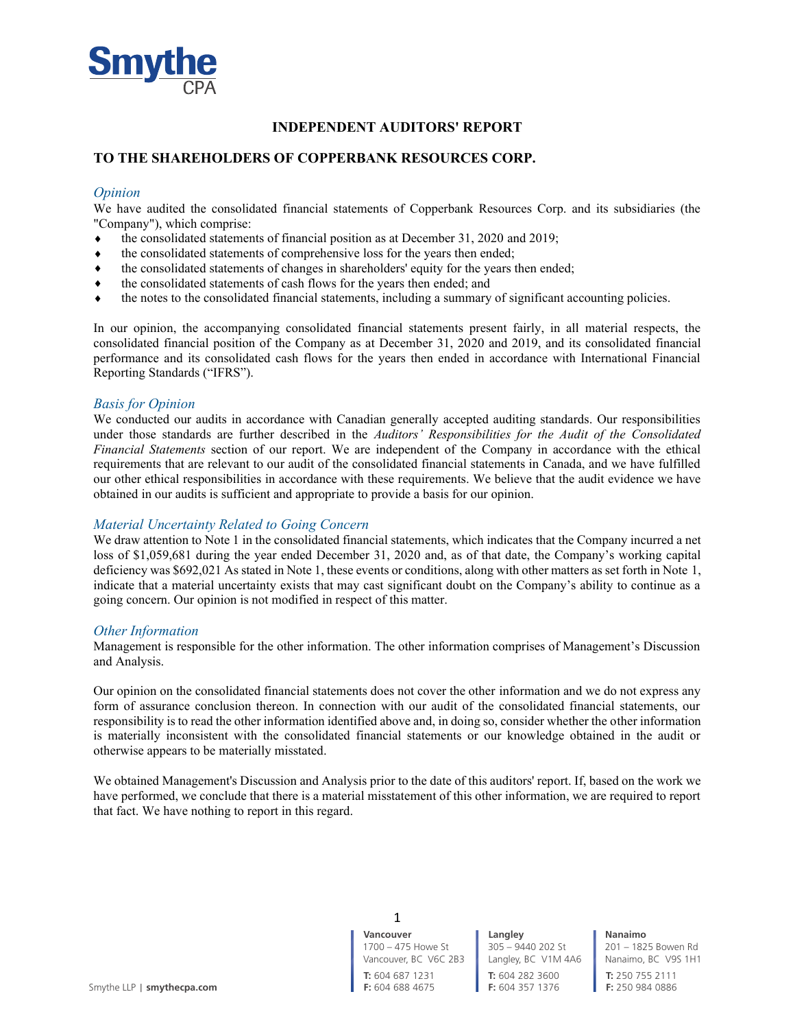# INDEPENDENT AUDITORS' REPORT

## TO THE SHAREHOLDERS OF COPPERBANK RESOURCES CORP.

### *Opinion*

We have audited the consolidated financial statements of Copperbank Resources Corp. and its subsidiaries (the "Company"), which comprise:

- the consolidated statements of financial position as at December 31, 2020 and 2019;
- the consolidated statements of comprehensive loss for the years then ended;
- the consolidated statements of changes in shareholders' equity for the years then ended;
- the consolidated statements of cash flows for the years then ended; and
- the notes to the consolidated financial statements, including a summary of significant accounting policies.

In our opinion, the accompanying consolidated financial statements present fairly, in all material respects, the consolidated financial position of the Company as at December 31, 2020 and 2019, and its consolidated financial performance and its consolidated cash flows for the years then ended in accordance with International Financial Reporting Standards ("IFRS").

### *Basis for Opinion*

We conducted our audits in accordance with Canadian generally accepted auditing standards. Our responsibilities under those standards are further described in the *Auditors' Responsibilities for the Audit of the Consolidated Financial Statements* section of our report. We are independent of the Company in accordance with the ethical requirements that are relevant to our audit of the consolidated financial statements in Canada, and we have fulfilled our other ethical responsibilities in accordance with these requirements. We believe that the audit evidence we have obtained in our audits is sufficient and appropriate to provide a basis for our opinion.

### *Material Uncertainty Related to Going Concern*

We draw attention to Note 1 in the consolidated financial statements, which indicates that the Company incurred a net loss of $1,059,681 during the year ended December 31, 2020 and, as of that date, the Company's working capital deficiency was $692,021 As stated in Note 1, these events or conditions, along with other matters as set forth in Note 1, indicate that a material uncertainty exists that may cast significant doubt on the Company's ability to continue as a going concern. Our opinion is not modified in respect of this matter.

### *Other Information*

Management is responsible for the other information. The other information comprises of Management's Discussion and Analysis.

Our opinion on the consolidated financial statements does not cover the other information and we do not express any form of assurance conclusion thereon. In connection with our audit of the consolidated financial statements, our responsibility is to read the other information identified above and, in doing so, consider whether the other information is materially inconsistent with the consolidated financial statements or our knowledge obtained in the audit or otherwise appears to be materially misstated.

We obtained Management's Discussion and Analysis prior to the date of this auditors' report. If, based on the work we have performed, we conclude that there is a material misstatement of this other information, we are required to report that fact. We have nothing to report in this regard.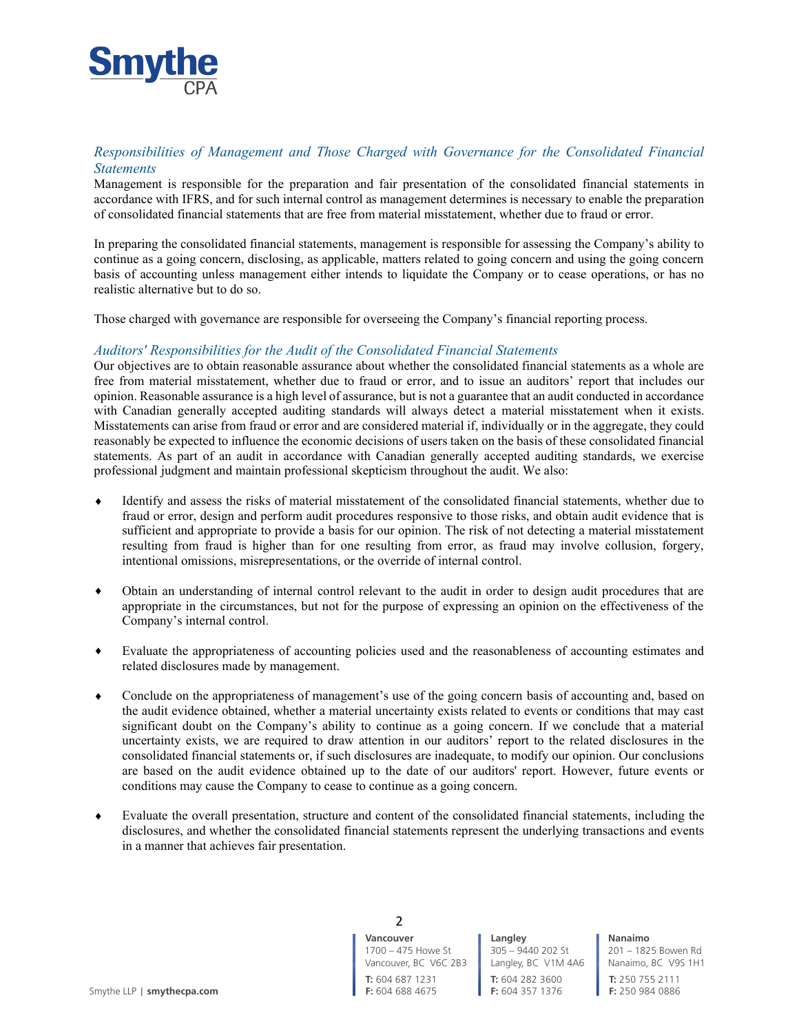### *Responsibilities of Management and Those Charged with Governance for the Consolidated Financial Statements*

Management is responsible for the preparation and fair presentation of the consolidated financial statements in accordance with IFRS, and for such internal control as management determines is necessary to enable the preparation of consolidated financial statements that are free from material misstatement, whether due to fraud or error.

In preparing the consolidated financial statements, management is responsible for assessing the Company's ability to continue as a going concern, disclosing, as applicable, matters related to going concern and using the going concern basis of accounting unless management either intends to liquidate the Company or to cease operations, or has no realistic alternative but to do so.

Those charged with governance are responsible for overseeing the Company's financial reporting process.

### *Auditors' Responsibilities for the Audit of the Consolidated Financial Statements*

Our objectives are to obtain reasonable assurance about whether the consolidated financial statements as a whole are free from material misstatement, whether due to fraud or error, and to issue an auditors' report that includes our opinion. Reasonable assurance is a high level of assurance, but is not a guarantee that an audit conducted in accordance with Canadian generally accepted auditing standards will always detect a material misstatement when it exists. Misstatements can arise from fraud or error and are considered material if, individually or in the aggregate, they could reasonably be expected to influence the economic decisions of users taken on the basis of these consolidated financial statements. As part of an audit in accordance with Canadian generally accepted auditing standards, we exercise professional judgment and maintain professional skepticism throughout the audit. We also:

- Identify and assess the risks of material misstatement of the consolidated financial statements, whether due to fraud or error, design and perform audit procedures responsive to those risks, and obtain audit evidence that is sufficient and appropriate to provide a basis for our opinion. The risk of not detecting a material misstatement resulting from fraud is higher than for one resulting from error, as fraud may involve collusion, forgery, intentional omissions, misrepresentations, or the override of internal control.

- Obtain an understanding of internal control relevant to the audit in order to design audit procedures that are appropriate in the circumstances, but not for the purpose of expressing an opinion on the effectiveness of the Company's internal control.

- Evaluate the appropriateness of accounting policies used and the reasonableness of accounting estimates and related disclosures made by management.

- Conclude on the appropriateness of management's use of the going concern basis of accounting and, based on the audit evidence obtained, whether a material uncertainty exists related to events or conditions that may cast significant doubt on the Company's ability to continue as a going concern. If we conclude that a material uncertainty exists, we are required to draw attention in our auditors' report to the related disclosures in the consolidated financial statements or, if such disclosures are inadequate, to modify our opinion. Our conclusions are based on the audit evidence obtained up to the date of our auditors' report. However, future events or conditions may cause the Company to cease to continue as a going concern.

- Evaluate the overall presentation, structure and content of the consolidated financial statements, including the disclosures, and whether the consolidated financial statements represent the underlying transactions and events in a manner that achieves fair presentation.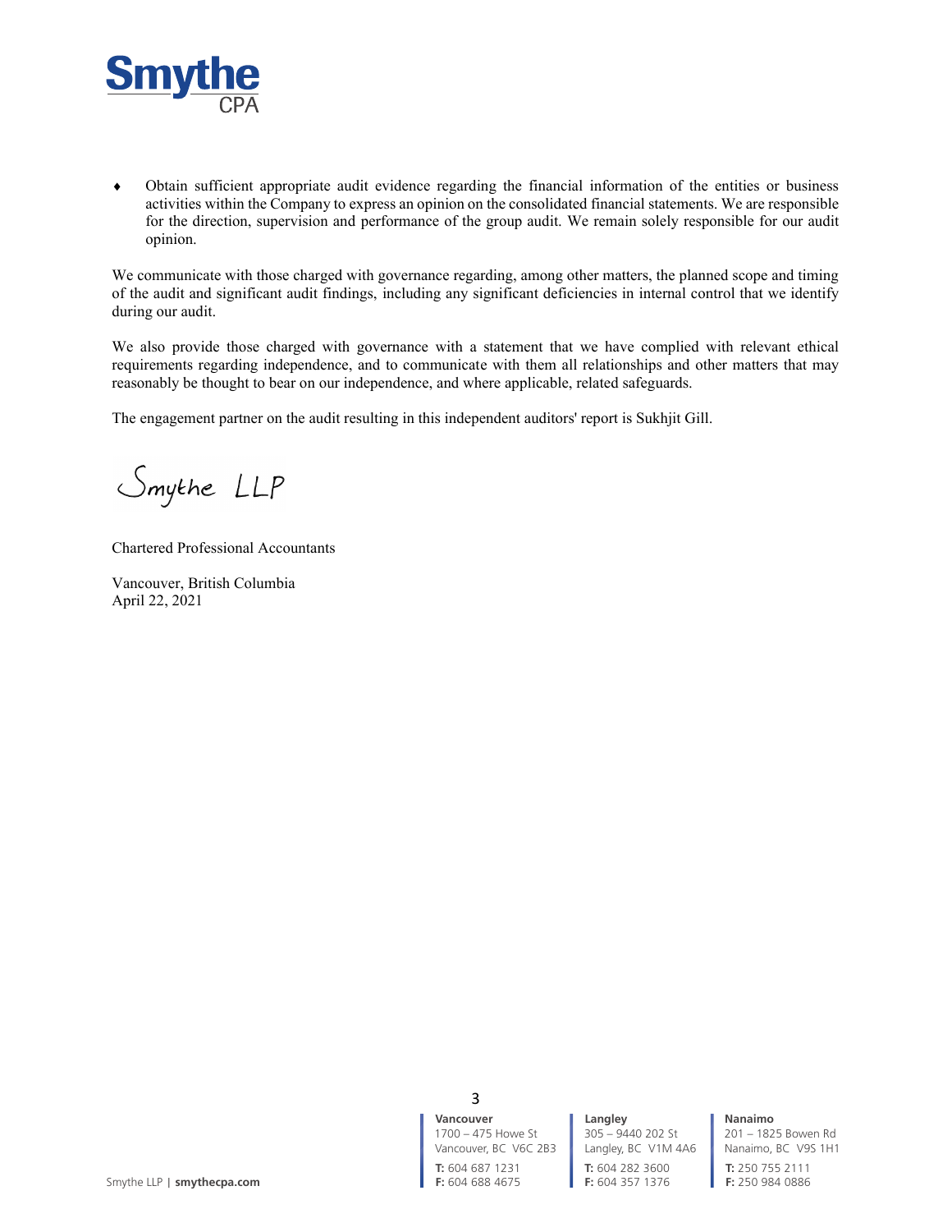- Obtain sufficient appropriate audit evidence regarding the financial information of the entities or business activities within the Company to express an opinion on the consolidated financial statements. We are responsible for the direction, supervision and performance of the group audit. We remain solely responsible for our audit opinion.

We communicate with those charged with governance regarding, among other matters, the planned scope and timing of the audit and significant audit findings, including any significant deficiencies in internal control that we identify during our audit.

We also provide those charged with governance with a statement that we have complied with relevant ethical requirements regarding independence, and to communicate with them all relationships and other matters that may reasonably be thought to bear on our independence, and where applicable, related safeguards.

The engagement partner on the audit resulting in this independent auditors' report is Sukhjit Gill.

Smythe LLP

Chartered Professional Accountants

Vancouver, British Columbia
April 22, 2021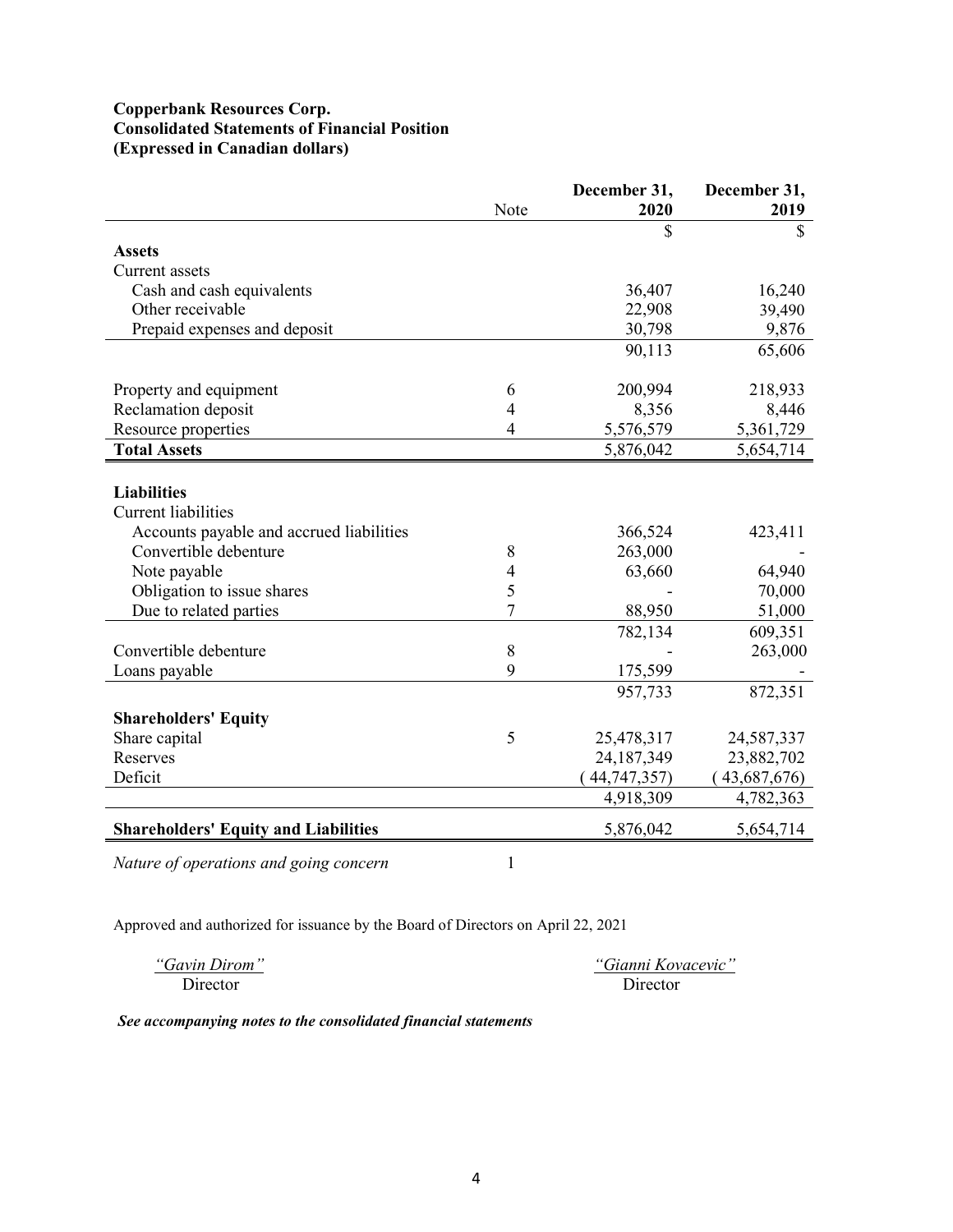**Copperbank Resources Corp.**
**Consolidated Statements of Financial Position**
**(Expressed in Canadian dollars)**

| | Note | December 31, 2020 | December 31, 2019 |
|---|---|---|---|
| | | $ | $ |
| **Assets** | | | |
| Current assets | | | |
| Cash and cash equivalents | | 36,407 | 16,240 |
| Other receivable | | 22,908 | 39,490 |
| Prepaid expenses and deposit | | 30,798 | 9,876 |
| | | 90,113 | 65,606 |
| Property and equipment | 6 | 200,994 | 218,933 |
| Reclamation deposit | 4 | 8,356 | 8,446 |
| Resource properties | 4 | 5,576,579 | 5,361,729 |
| **Total Assets** | | 5,876,042 | 5,654,714 |
| **Liabilities** | | | |
| Current liabilities | | | |
| Accounts payable and accrued liabilities | | 366,524 | 423,411 |
| Convertible debenture | 8 | 263,000 | - |
| Note payable | 4 | 63,660 | 64,940 |
| Obligation to issue shares | 5 | - | 70,000 |
| Due to related parties | 7 | 88,950 | 51,000 |
| | | 782,134 | 609,351 |
| Convertible debenture | 8 | - | 263,000 |
| Loans payable | 9 | 175,599 | - |
| | | 957,733 | 872,351 |
| **Shareholders' Equity** | | | |
| Share capital | 5 | 25,478,317 | 24,587,337 |
| Reserves | | 24,187,349 | 23,882,702 |
| Deficit | | (44,747,357) | (43,687,676) |
| | | 4,918,309 | 4,782,363 |
| **Shareholders' Equity and Liabilities** | | 5,876,042 | 5,654,714 |

*Nature of operations and going concern* 1

Approved and authorized for issuance by the Board of Directors on April 22, 2021

*"Gavin Dirom"*
Director

*"Gianni Kovacevic"*
Director

***See accompanying notes to the consolidated financial statements***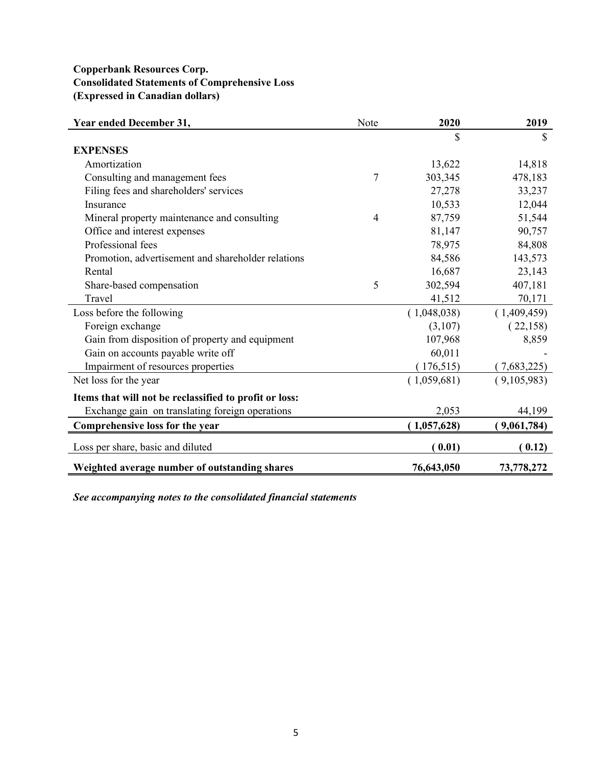**Copperbank Resources Corp.**
**Consolidated Statements of Comprehensive Loss**
**(Expressed in Canadian dollars)**

| Year ended December 31, | Note | 2020 | 2019 |
|---|---|---|---|
| | | $ | $ |
| **EXPENSES** | | | |
| Amortization | | 13,622 | 14,818 |
| Consulting and management fees | 7 | 303,345 | 478,183 |
| Filing fees and shareholders' services | | 27,278 | 33,237 |
| Insurance | | 10,533 | 12,044 |
| Mineral property maintenance and consulting | 4 | 87,759 | 51,544 |
| Office and interest expenses | | 81,147 | 90,757 |
| Professional fees | | 78,975 | 84,808 |
| Promotion, advertisement and shareholder relations | | 84,586 | 143,573 |
| Rental | | 16,687 | 23,143 |
| Share-based compensation | 5 | 302,594 | 407,181 |
| Travel | | 41,512 | 70,171 |
| Loss before the following | | ( 1,048,038) | ( 1,409,459) |
| Foreign exchange | | (3,107) | ( 22,158) |
| Gain from disposition of property and equipment | | 107,968 | 8,859 |
| Gain on accounts payable write off | | 60,011 | - |
| Impairment of resources properties | | ( 176,515) | ( 7,683,225) |
| Net loss for the year | | ( 1,059,681) | ( 9,105,983) |
| **Items that will not be reclassified to profit or loss:** | | | |
| Exchange gain on translating foreign operations | | 2,053 | 44,199 |
| **Comprehensive loss for the year** | | **( 1,057,628)** | **( 9,061,784)** |
| Loss per share, basic and diluted | | **( 0.01)** | **( 0.12)** |
| **Weighted average number of outstanding shares** | | **76,643,050** | **73,778,272** |

***See accompanying notes to the consolidated financial statements***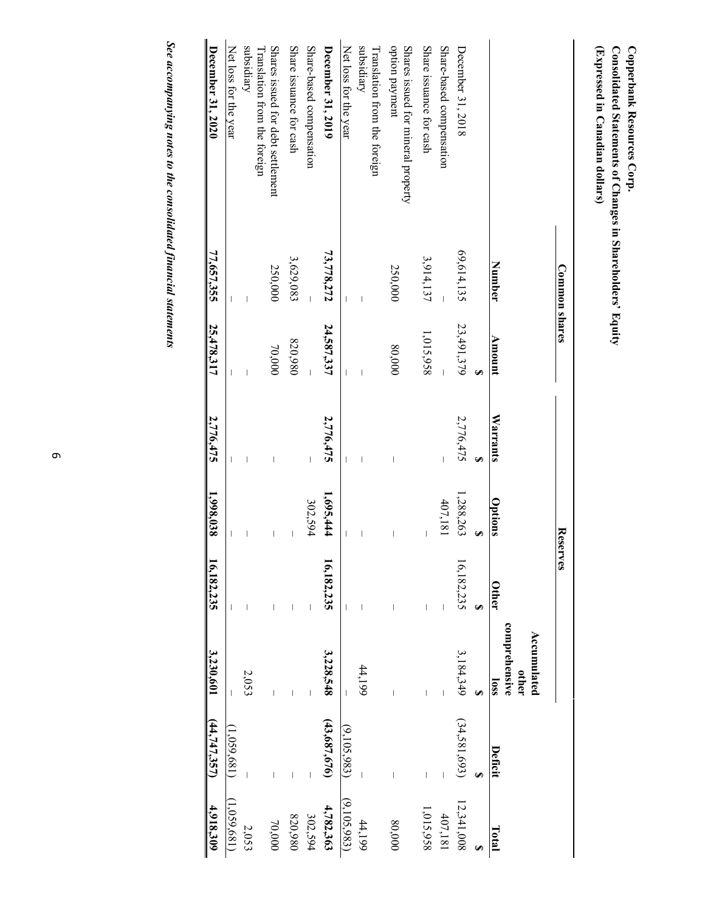**Copperbank Resources Corp.**
**Consolidated Statements of Changes in Shareholders' Equity**
**(Expressed in Canadian dollars)**

| | Common shares | | Reserves | | | | | |
|---|---|---|---|---|---|---|---|---|
| | Number | Amount | Warrants | Options | Other | Accumulated other comprehensive loss | Deficit | Total |
| | | $ | $ | $ | $ | $ | $ | $ |
| December 31, 2018 | 69,614,135 | 23,491,379 | 2,776,475 | 1,288,263 | 16,182,235 | 3,184,349 | (34,581,693) | 12,341,008 |
| Share-based compensation | – | – | | 407,181 | – | – | – | 407,181 |
| Share issuance for cash | 3,914,137 | 1,015,958 | | – | – | – | – | 1,015,958 |
| Shares issued for mineral property option payment | 250,000 | 80,000 | | – | – | – | – | 80,000 |
| Translation from the foreign subsidiary | – | – | – | – | – | 44,199 | – | 44,199 |
| Net loss for the year | – | – | – | – | – | – | (9,105,983) | (9,105,983) |
| **December 31, 2019** | **73,778,272** | **24,587,337** | **2,776,475** | **1,695,444** | **16,182,235** | **3,228,548** | **(43,687,676)** | **4,782,363** |
| Share-based compensation | – | – | – | 302,594 | – | – | – | 302,594 |
| Share issuance for cash | 3,629,083 | 820,980 | | – | – | – | – | 820,980 |
| Shares issued for debt settlement | 250,000 | 70,000 | – | – | – | – | – | 70,000 |
| Translation from the foreign subsidiary | – | – | – | – | – | 2,053 | – | 2,053 |
| Net loss for the year | – | – | – | – | – | – | (1,059,681) | (1,059,681) |
| **December 31, 2020** | **77,657,355** | **25,478,317** | **2,776,475** | **1,998,038** | **16,182,235** | **3,230,601** | **(44,747,357)** | **4,918,309** |

***See accompanying notes to the consolidated financial statements***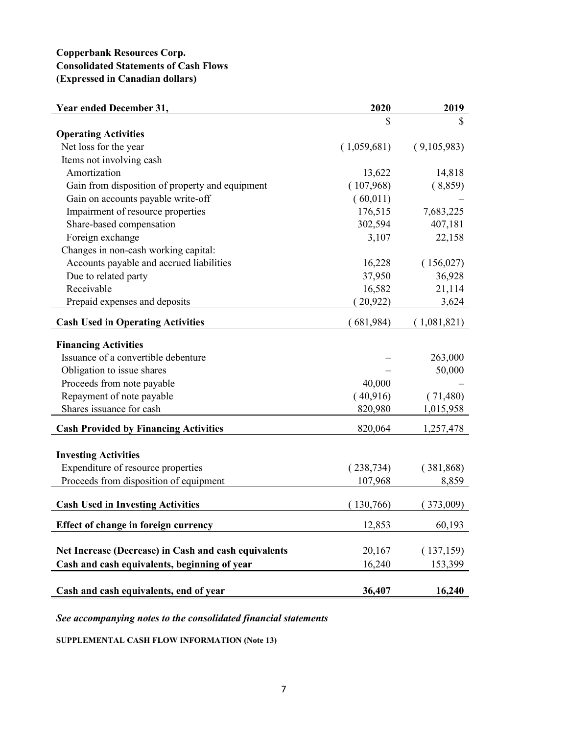**Copperbank Resources Corp.**
**Consolidated Statements of Cash Flows**
**(Expressed in Canadian dollars)**

| Year ended December 31, | 2020 | 2019 |
|---|---|---|
| | $ | $ |
| **Operating Activities** | | |
| Net loss for the year | ( 1,059,681) | ( 9,105,983) |
| Items not involving cash | | |
| Amortization | 13,622 | 14,818 |
| Gain from disposition of property and equipment | ( 107,968) | ( 8,859) |
| Gain on accounts payable write-off | ( 60,011) | – |
| Impairment of resource properties | 176,515 | 7,683,225 |
| Share-based compensation | 302,594 | 407,181 |
| Foreign exchange | 3,107 | 22,158 |
| Changes in non-cash working capital: | | |
| Accounts payable and accrued liabilities | 16,228 | ( 156,027) |
| Due to related party | 37,950 | 36,928 |
| Receivable | 16,582 | 21,114 |
| Prepaid expenses and deposits | ( 20,922) | 3,624 |
| **Cash Used in Operating Activities** | ( 681,984) | ( 1,081,821) |
| **Financing Activities** | | |
| Issuance of a convertible debenture | – | 263,000 |
| Obligation to issue shares | – | 50,000 |
| Proceeds from note payable | 40,000 | – |
| Repayment of note payable | ( 40,916) | ( 71,480) |
| Shares issuance for cash | 820,980 | 1,015,958 |
| **Cash Provided by Financing Activities** | 820,064 | 1,257,478 |
| **Investing Activities** | | |
| Expenditure of resource properties | ( 238,734) | ( 381,868) |
| Proceeds from disposition of equipment | 107,968 | 8,859 |
| **Cash Used in Investing Activities** | ( 130,766) | ( 373,009) |
| **Effect of change in foreign currency** | 12,853 | 60,193 |
| **Net Increase (Decrease) in Cash and cash equivalents** | 20,167 | ( 137,159) |
| **Cash and cash equivalents, beginning of year** | 16,240 | 153,399 |
| **Cash and cash equivalents, end of year** | **36,407** | **16,240** |

***See accompanying notes to the consolidated financial statements***

**SUPPLEMENTAL CASH FLOW INFORMATION (Note 13)**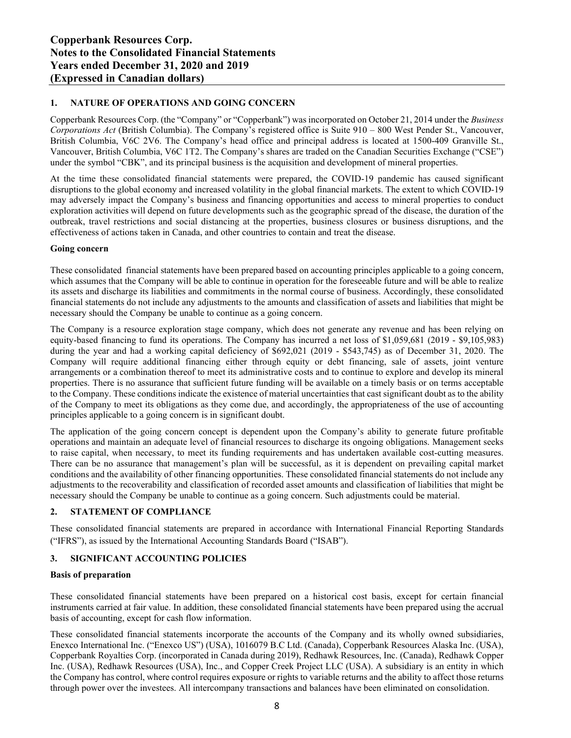## 1. NATURE OF OPERATIONS AND GOING CONCERN

Copperbank Resources Corp. (the "Company" or "Copperbank") was incorporated on October 21, 2014 under the *Business Corporations Act* (British Columbia). The Company's registered office is Suite 910 – 800 West Pender St., Vancouver, British Columbia, V6C 2V6. The Company's head office and principal address is located at 1500-409 Granville St., Vancouver, British Columbia, V6C 1T2. The Company's shares are traded on the Canadian Securities Exchange ("CSE") under the symbol "CBK", and its principal business is the acquisition and development of mineral properties.

At the time these consolidated financial statements were prepared, the COVID-19 pandemic has caused significant disruptions to the global economy and increased volatility in the global financial markets. The extent to which COVID-19 may adversely impact the Company's business and financing opportunities and access to mineral properties to conduct exploration activities will depend on future developments such as the geographic spread of the disease, the duration of the outbreak, travel restrictions and social distancing at the properties, business closures or business disruptions, and the effectiveness of actions taken in Canada, and other countries to contain and treat the disease.

### Going concern

These consolidated financial statements have been prepared based on accounting principles applicable to a going concern, which assumes that the Company will be able to continue in operation for the foreseeable future and will be able to realize its assets and discharge its liabilities and commitments in the normal course of business. Accordingly, these consolidated financial statements do not include any adjustments to the amounts and classification of assets and liabilities that might be necessary should the Company be unable to continue as a going concern.

The Company is a resource exploration stage company, which does not generate any revenue and has been relying on equity-based financing to fund its operations. The Company has incurred a net loss of $1,059,681 (2019 - $9,105,983) during the year and had a working capital deficiency of $692,021 (2019 - $543,745) as of December 31, 2020. The Company will require additional financing either through equity or debt financing, sale of assets, joint venture arrangements or a combination thereof to meet its administrative costs and to continue to explore and develop its mineral properties. There is no assurance that sufficient future funding will be available on a timely basis or on terms acceptable to the Company. These conditions indicate the existence of material uncertainties that cast significant doubt as to the ability of the Company to meet its obligations as they come due, and accordingly, the appropriateness of the use of accounting principles applicable to a going concern is in significant doubt.

The application of the going concern concept is dependent upon the Company's ability to generate future profitable operations and maintain an adequate level of financial resources to discharge its ongoing obligations. Management seeks to raise capital, when necessary, to meet its funding requirements and has undertaken available cost-cutting measures. There can be no assurance that management's plan will be successful, as it is dependent on prevailing capital market conditions and the availability of other financing opportunities. These consolidated financial statements do not include any adjustments to the recoverability and classification of recorded asset amounts and classification of liabilities that might be necessary should the Company be unable to continue as a going concern. Such adjustments could be material.

## 2. STATEMENT OF COMPLIANCE

These consolidated financial statements are prepared in accordance with International Financial Reporting Standards ("IFRS"), as issued by the International Accounting Standards Board ("ISAB").

## 3. SIGNIFICANT ACCOUNTING POLICIES

### Basis of preparation

These consolidated financial statements have been prepared on a historical cost basis, except for certain financial instruments carried at fair value. In addition, these consolidated financial statements have been prepared using the accrual basis of accounting, except for cash flow information.

These consolidated financial statements incorporate the accounts of the Company and its wholly owned subsidiaries, Enexco International Inc. ("Enexco US") (USA), 1016079 B.C Ltd. (Canada), Copperbank Resources Alaska Inc. (USA), Copperbank Royalties Corp. (incorporated in Canada during 2019), Redhawk Resources, Inc. (Canada), Redhawk Copper Inc. (USA), Redhawk Resources (USA), Inc., and Copper Creek Project LLC (USA). A subsidiary is an entity in which the Company has control, where control requires exposure or rights to variable returns and the ability to affect those returns through power over the investees. All intercompany transactions and balances have been eliminated on consolidation.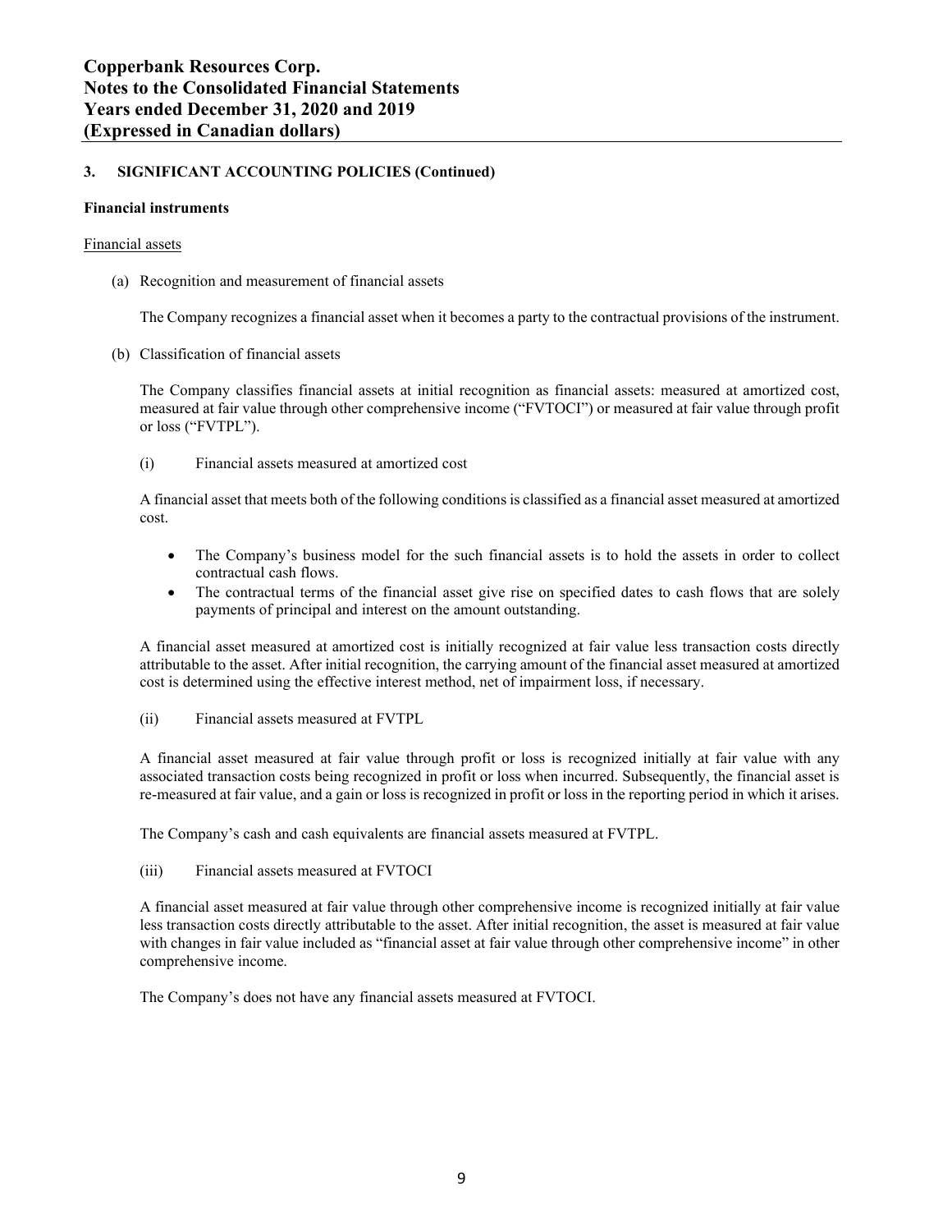### 3. SIGNIFICANT ACCOUNTING POLICIES (Continued)

**Financial instruments**

Financial assets

(a) Recognition and measurement of financial assets

The Company recognizes a financial asset when it becomes a party to the contractual provisions of the instrument.

(b) Classification of financial assets

The Company classifies financial assets at initial recognition as financial assets: measured at amortized cost, measured at fair value through other comprehensive income ("FVTOCI") or measured at fair value through profit or loss ("FVTPL").

(i) Financial assets measured at amortized cost

A financial asset that meets both of the following conditions is classified as a financial asset measured at amortized cost.

- The Company's business model for the such financial assets is to hold the assets in order to collect contractual cash flows.
- The contractual terms of the financial asset give rise on specified dates to cash flows that are solely payments of principal and interest on the amount outstanding.

A financial asset measured at amortized cost is initially recognized at fair value less transaction costs directly attributable to the asset. After initial recognition, the carrying amount of the financial asset measured at amortized cost is determined using the effective interest method, net of impairment loss, if necessary.

(ii) Financial assets measured at FVTPL

A financial asset measured at fair value through profit or loss is recognized initially at fair value with any associated transaction costs being recognized in profit or loss when incurred. Subsequently, the financial asset is re-measured at fair value, and a gain or loss is recognized in profit or loss in the reporting period in which it arises.

The Company's cash and cash equivalents are financial assets measured at FVTPL.

(iii) Financial assets measured at FVTOCI

A financial asset measured at fair value through other comprehensive income is recognized initially at fair value less transaction costs directly attributable to the asset. After initial recognition, the asset is measured at fair value with changes in fair value included as "financial asset at fair value through other comprehensive income" in other comprehensive income.

The Company's does not have any financial assets measured at FVTOCI.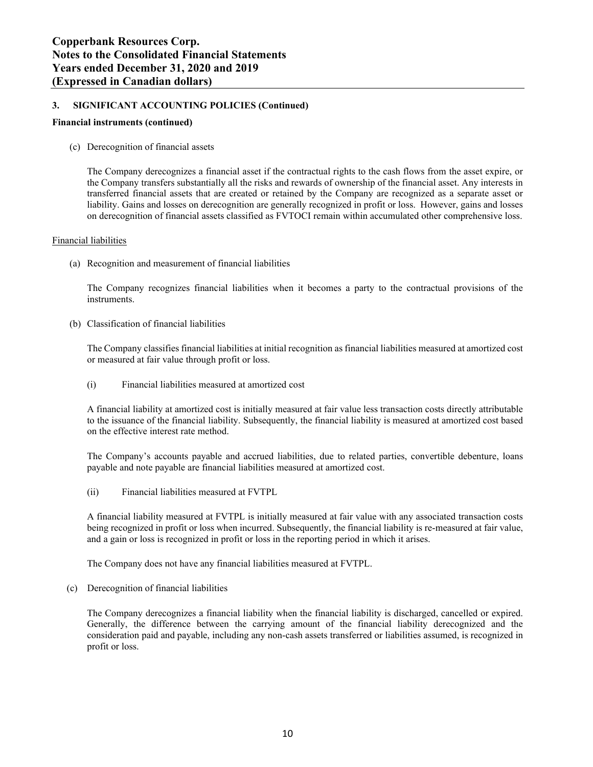## 3. SIGNIFICANT ACCOUNTING POLICIES (Continued)

**Financial instruments (continued)**

(c) Derecognition of financial assets

The Company derecognizes a financial asset if the contractual rights to the cash flows from the asset expire, or the Company transfers substantially all the risks and rewards of ownership of the financial asset. Any interests in transferred financial assets that are created or retained by the Company are recognized as a separate asset or liability. Gains and losses on derecognition are generally recognized in profit or loss. However, gains and losses on derecognition of financial assets classified as FVTOCI remain within accumulated other comprehensive loss.

Financial liabilities

(a) Recognition and measurement of financial liabilities

The Company recognizes financial liabilities when it becomes a party to the contractual provisions of the instruments.

(b) Classification of financial liabilities

The Company classifies financial liabilities at initial recognition as financial liabilities measured at amortized cost or measured at fair value through profit or loss.

(i) Financial liabilities measured at amortized cost

A financial liability at amortized cost is initially measured at fair value less transaction costs directly attributable to the issuance of the financial liability. Subsequently, the financial liability is measured at amortized cost based on the effective interest rate method.

The Company's accounts payable and accrued liabilities, due to related parties, convertible debenture, loans payable and note payable are financial liabilities measured at amortized cost.

(ii) Financial liabilities measured at FVTPL

A financial liability measured at FVTPL is initially measured at fair value with any associated transaction costs being recognized in profit or loss when incurred. Subsequently, the financial liability is re-measured at fair value, and a gain or loss is recognized in profit or loss in the reporting period in which it arises.

The Company does not have any financial liabilities measured at FVTPL.

(c) Derecognition of financial liabilities

The Company derecognizes a financial liability when the financial liability is discharged, cancelled or expired. Generally, the difference between the carrying amount of the financial liability derecognized and the consideration paid and payable, including any non-cash assets transferred or liabilities assumed, is recognized in profit or loss.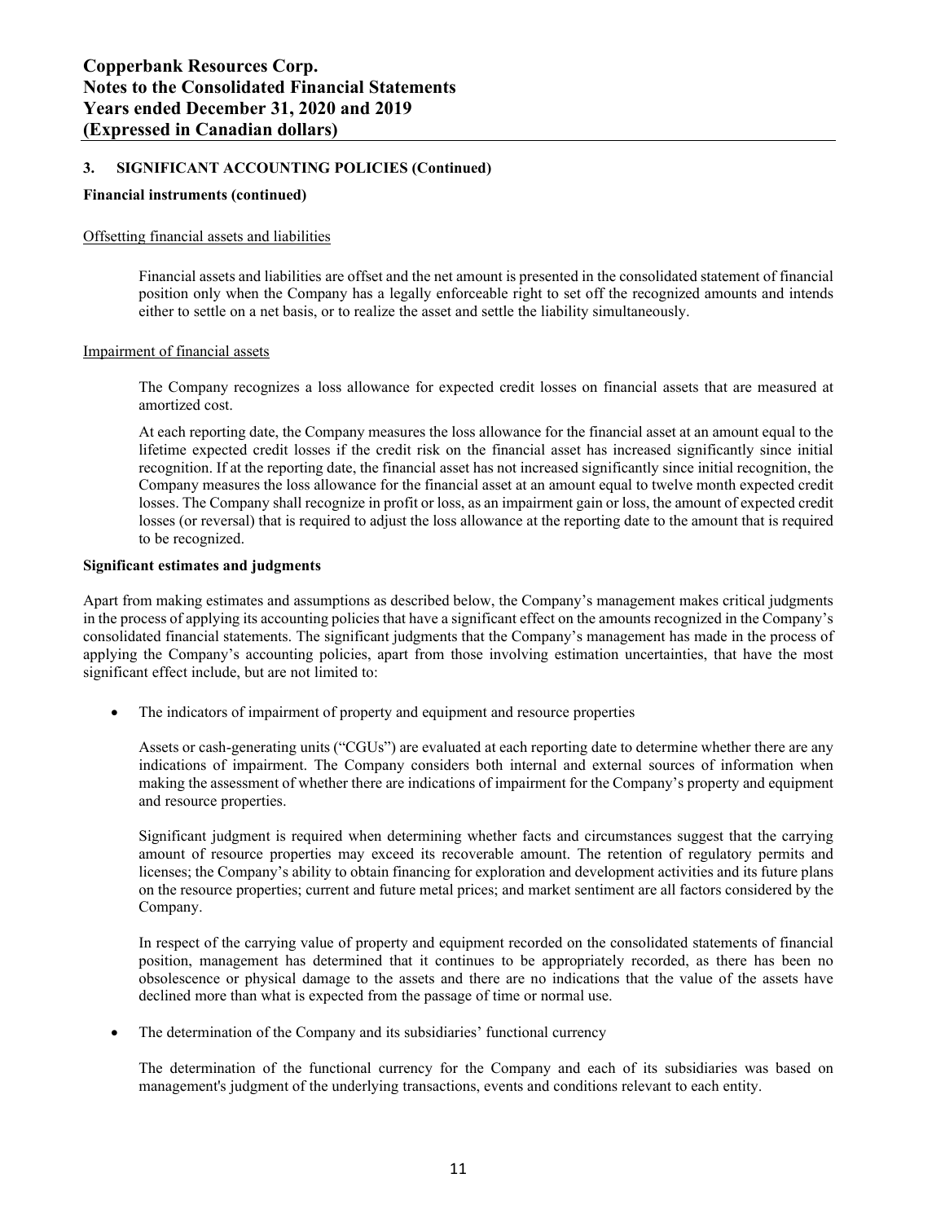## 3. SIGNIFICANT ACCOUNTING POLICIES (Continued)

**Financial instruments (continued)**

Offsetting financial assets and liabilities

Financial assets and liabilities are offset and the net amount is presented in the consolidated statement of financial position only when the Company has a legally enforceable right to set off the recognized amounts and intends either to settle on a net basis, or to realize the asset and settle the liability simultaneously.

Impairment of financial assets

The Company recognizes a loss allowance for expected credit losses on financial assets that are measured at amortized cost.

At each reporting date, the Company measures the loss allowance for the financial asset at an amount equal to the lifetime expected credit losses if the credit risk on the financial asset has increased significantly since initial recognition. If at the reporting date, the financial asset has not increased significantly since initial recognition, the Company measures the loss allowance for the financial asset at an amount equal to twelve month expected credit losses. The Company shall recognize in profit or loss, as an impairment gain or loss, the amount of expected credit losses (or reversal) that is required to adjust the loss allowance at the reporting date to the amount that is required to be recognized.

**Significant estimates and judgments**

Apart from making estimates and assumptions as described below, the Company's management makes critical judgments in the process of applying its accounting policies that have a significant effect on the amounts recognized in the Company's consolidated financial statements. The significant judgments that the Company's management has made in the process of applying the Company's accounting policies, apart from those involving estimation uncertainties, that have the most significant effect include, but are not limited to:

- The indicators of impairment of property and equipment and resource properties

  Assets or cash-generating units ("CGUs") are evaluated at each reporting date to determine whether there are any indications of impairment. The Company considers both internal and external sources of information when making the assessment of whether there are indications of impairment for the Company's property and equipment and resource properties.

  Significant judgment is required when determining whether facts and circumstances suggest that the carrying amount of resource properties may exceed its recoverable amount. The retention of regulatory permits and licenses; the Company's ability to obtain financing for exploration and development activities and its future plans on the resource properties; current and future metal prices; and market sentiment are all factors considered by the Company.

  In respect of the carrying value of property and equipment recorded on the consolidated statements of financial position, management has determined that it continues to be appropriately recorded, as there has been no obsolescence or physical damage to the assets and there are no indications that the value of the assets have declined more than what is expected from the passage of time or normal use.

- The determination of the Company and its subsidiaries' functional currency

  The determination of the functional currency for the Company and each of its subsidiaries was based on management's judgment of the underlying transactions, events and conditions relevant to each entity.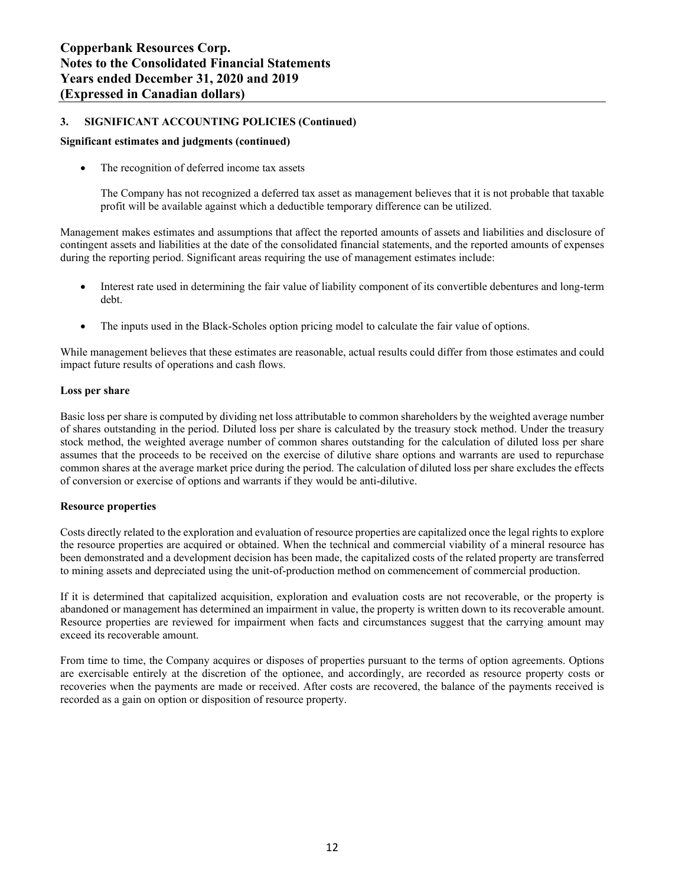## 3. SIGNIFICANT ACCOUNTING POLICIES (Continued)

**Significant estimates and judgments (continued)**

- The recognition of deferred income tax assets

  The Company has not recognized a deferred tax asset as management believes that it is not probable that taxable profit will be available against which a deductible temporary difference can be utilized.

Management makes estimates and assumptions that affect the reported amounts of assets and liabilities and disclosure of contingent assets and liabilities at the date of the consolidated financial statements, and the reported amounts of expenses during the reporting period. Significant areas requiring the use of management estimates include:

- Interest rate used in determining the fair value of liability component of its convertible debentures and long-term debt.
- The inputs used in the Black-Scholes option pricing model to calculate the fair value of options.

While management believes that these estimates are reasonable, actual results could differ from those estimates and could impact future results of operations and cash flows.

**Loss per share**

Basic loss per share is computed by dividing net loss attributable to common shareholders by the weighted average number of shares outstanding in the period. Diluted loss per share is calculated by the treasury stock method. Under the treasury stock method, the weighted average number of common shares outstanding for the calculation of diluted loss per share assumes that the proceeds to be received on the exercise of dilutive share options and warrants are used to repurchase common shares at the average market price during the period. The calculation of diluted loss per share excludes the effects of conversion or exercise of options and warrants if they would be anti-dilutive.

**Resource properties**

Costs directly related to the exploration and evaluation of resource properties are capitalized once the legal rights to explore the resource properties are acquired or obtained. When the technical and commercial viability of a mineral resource has been demonstrated and a development decision has been made, the capitalized costs of the related property are transferred to mining assets and depreciated using the unit-of-production method on commencement of commercial production.

If it is determined that capitalized acquisition, exploration and evaluation costs are not recoverable, or the property is abandoned or management has determined an impairment in value, the property is written down to its recoverable amount. Resource properties are reviewed for impairment when facts and circumstances suggest that the carrying amount may exceed its recoverable amount.

From time to time, the Company acquires or disposes of properties pursuant to the terms of option agreements. Options are exercisable entirely at the discretion of the optionee, and accordingly, are recorded as resource property costs or recoveries when the payments are made or received. After costs are recovered, the balance of the payments received is recorded as a gain on option or disposition of resource property.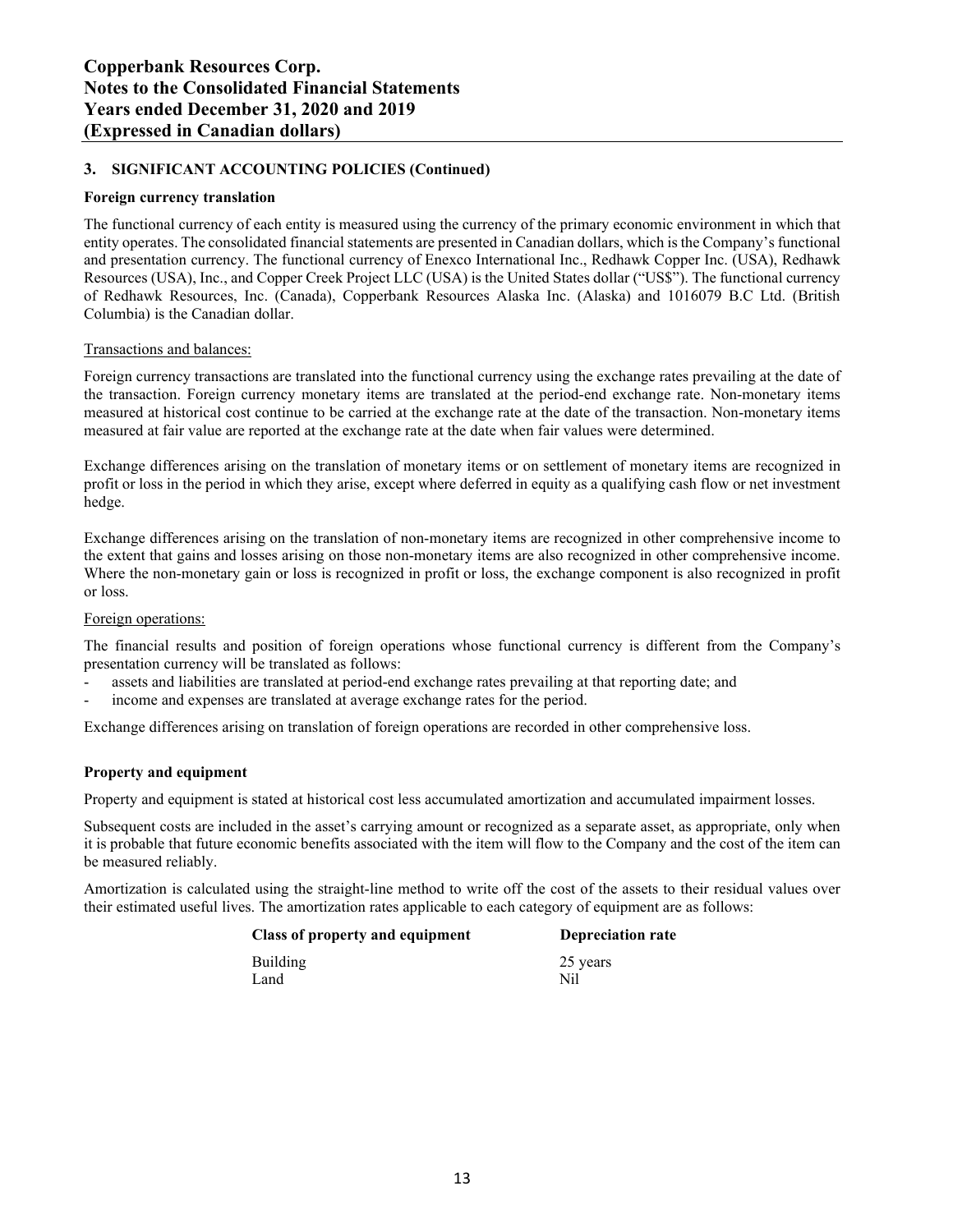### 3. SIGNIFICANT ACCOUNTING POLICIES (Continued)

**Foreign currency translation**

The functional currency of each entity is measured using the currency of the primary economic environment in which that entity operates. The consolidated financial statements are presented in Canadian dollars, which is the Company's functional and presentation currency. The functional currency of Enexco International Inc., Redhawk Copper Inc. (USA), Redhawk Resources (USA), Inc., and Copper Creek Project LLC (USA) is the United States dollar ("US$"). The functional currency of Redhawk Resources, Inc. (Canada), Copperbank Resources Alaska Inc. (Alaska) and 1016079 B.C Ltd. (British Columbia) is the Canadian dollar.

Transactions and balances:

Foreign currency transactions are translated into the functional currency using the exchange rates prevailing at the date of the transaction. Foreign currency monetary items are translated at the period-end exchange rate. Non-monetary items measured at historical cost continue to be carried at the exchange rate at the date of the transaction. Non-monetary items measured at fair value are reported at the exchange rate at the date when fair values were determined.

Exchange differences arising on the translation of monetary items or on settlement of monetary items are recognized in profit or loss in the period in which they arise, except where deferred in equity as a qualifying cash flow or net investment hedge.

Exchange differences arising on the translation of non-monetary items are recognized in other comprehensive income to the extent that gains and losses arising on those non-monetary items are also recognized in other comprehensive income. Where the non-monetary gain or loss is recognized in profit or loss, the exchange component is also recognized in profit or loss.

Foreign operations:

The financial results and position of foreign operations whose functional currency is different from the Company's presentation currency will be translated as follows:

- assets and liabilities are translated at period-end exchange rates prevailing at that reporting date; and
- income and expenses are translated at average exchange rates for the period.

Exchange differences arising on translation of foreign operations are recorded in other comprehensive loss.

**Property and equipment**

Property and equipment is stated at historical cost less accumulated amortization and accumulated impairment losses.

Subsequent costs are included in the asset's carrying amount or recognized as a separate asset, as appropriate, only when it is probable that future economic benefits associated with the item will flow to the Company and the cost of the item can be measured reliably.

Amortization is calculated using the straight-line method to write off the cost of the assets to their residual values over their estimated useful lives. The amortization rates applicable to each category of equipment are as follows:

| Class of property and equipment | Depreciation rate |
|---|---|
| Building | 25 years |
| Land | Nil |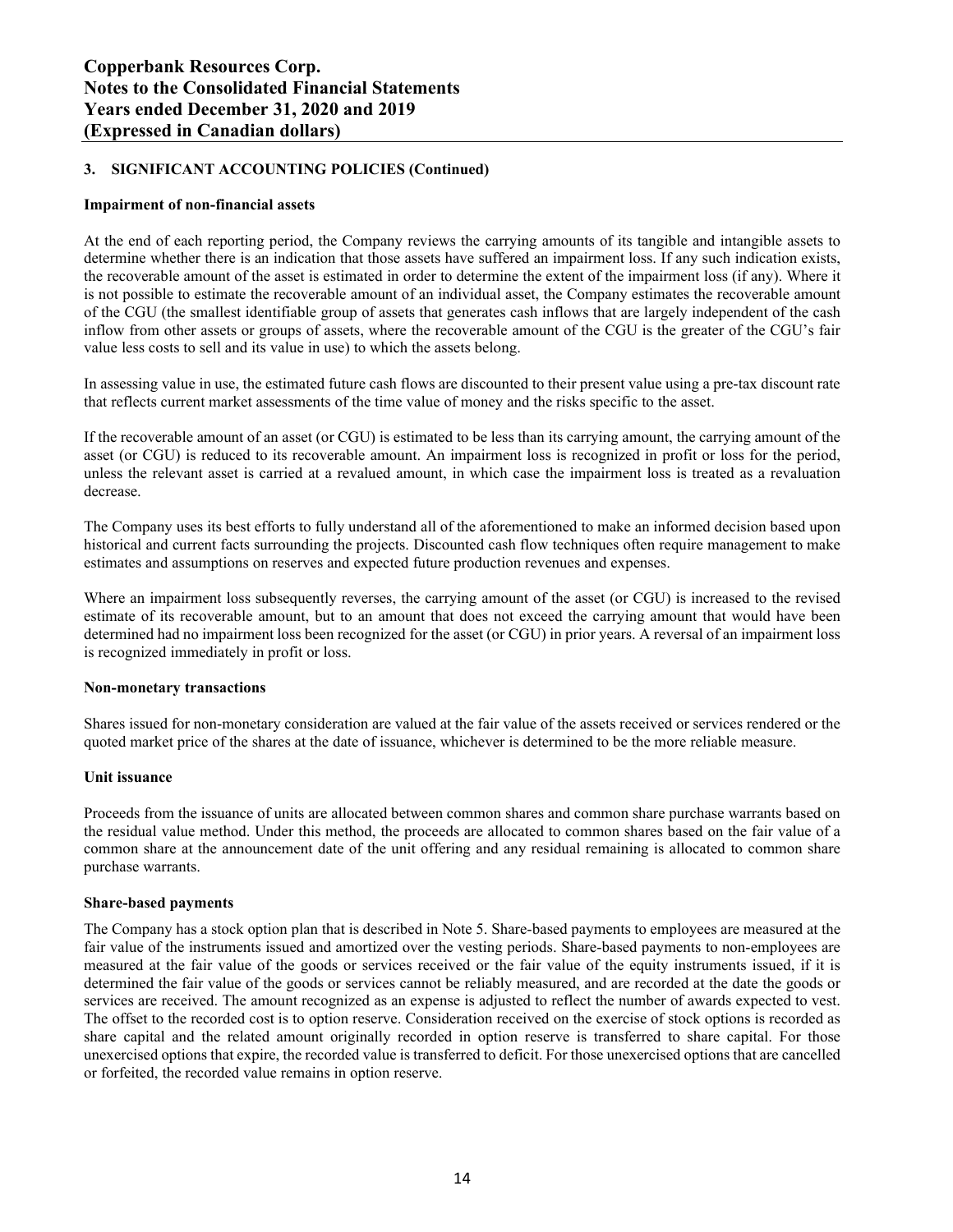## 3. SIGNIFICANT ACCOUNTING POLICIES (Continued)

### Impairment of non-financial assets

At the end of each reporting period, the Company reviews the carrying amounts of its tangible and intangible assets to determine whether there is an indication that those assets have suffered an impairment loss. If any such indication exists, the recoverable amount of the asset is estimated in order to determine the extent of the impairment loss (if any). Where it is not possible to estimate the recoverable amount of an individual asset, the Company estimates the recoverable amount of the CGU (the smallest identifiable group of assets that generates cash inflows that are largely independent of the cash inflow from other assets or groups of assets, where the recoverable amount of the CGU is the greater of the CGU's fair value less costs to sell and its value in use) to which the assets belong.

In assessing value in use, the estimated future cash flows are discounted to their present value using a pre-tax discount rate that reflects current market assessments of the time value of money and the risks specific to the asset.

If the recoverable amount of an asset (or CGU) is estimated to be less than its carrying amount, the carrying amount of the asset (or CGU) is reduced to its recoverable amount. An impairment loss is recognized in profit or loss for the period, unless the relevant asset is carried at a revalued amount, in which case the impairment loss is treated as a revaluation decrease.

The Company uses its best efforts to fully understand all of the aforementioned to make an informed decision based upon historical and current facts surrounding the projects. Discounted cash flow techniques often require management to make estimates and assumptions on reserves and expected future production revenues and expenses.

Where an impairment loss subsequently reverses, the carrying amount of the asset (or CGU) is increased to the revised estimate of its recoverable amount, but to an amount that does not exceed the carrying amount that would have been determined had no impairment loss been recognized for the asset (or CGU) in prior years. A reversal of an impairment loss is recognized immediately in profit or loss.

### Non-monetary transactions

Shares issued for non-monetary consideration are valued at the fair value of the assets received or services rendered or the quoted market price of the shares at the date of issuance, whichever is determined to be the more reliable measure.

### Unit issuance

Proceeds from the issuance of units are allocated between common shares and common share purchase warrants based on the residual value method. Under this method, the proceeds are allocated to common shares based on the fair value of a common share at the announcement date of the unit offering and any residual remaining is allocated to common share purchase warrants.

### Share-based payments

The Company has a stock option plan that is described in Note 5. Share-based payments to employees are measured at the fair value of the instruments issued and amortized over the vesting periods. Share-based payments to non-employees are measured at the fair value of the goods or services received or the fair value of the equity instruments issued, if it is determined the fair value of the goods or services cannot be reliably measured, and are recorded at the date the goods or services are received. The amount recognized as an expense is adjusted to reflect the number of awards expected to vest. The offset to the recorded cost is to option reserve. Consideration received on the exercise of stock options is recorded as share capital and the related amount originally recorded in option reserve is transferred to share capital. For those unexercised options that expire, the recorded value is transferred to deficit. For those unexercised options that are cancelled or forfeited, the recorded value remains in option reserve.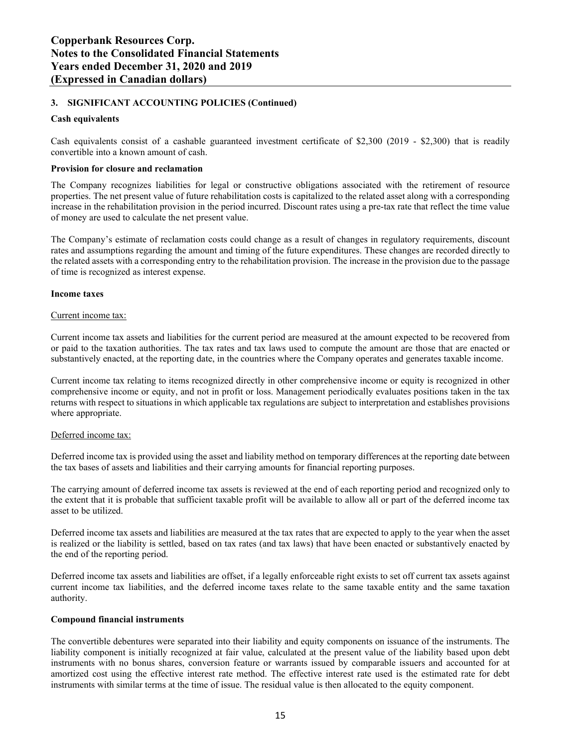## 3. SIGNIFICANT ACCOUNTING POLICIES (Continued)

**Cash equivalents**

Cash equivalents consist of a cashable guaranteed investment certificate of $2,300 (2019 - $2,300) that is readily convertible into a known amount of cash.

**Provision for closure and reclamation**

The Company recognizes liabilities for legal or constructive obligations associated with the retirement of resource properties. The net present value of future rehabilitation costs is capitalized to the related asset along with a corresponding increase in the rehabilitation provision in the period incurred. Discount rates using a pre-tax rate that reflect the time value of money are used to calculate the net present value.

The Company's estimate of reclamation costs could change as a result of changes in regulatory requirements, discount rates and assumptions regarding the amount and timing of the future expenditures. These changes are recorded directly to the related assets with a corresponding entry to the rehabilitation provision. The increase in the provision due to the passage of time is recognized as interest expense.

**Income taxes**

Current income tax:

Current income tax assets and liabilities for the current period are measured at the amount expected to be recovered from or paid to the taxation authorities. The tax rates and tax laws used to compute the amount are those that are enacted or substantively enacted, at the reporting date, in the countries where the Company operates and generates taxable income.

Current income tax relating to items recognized directly in other comprehensive income or equity is recognized in other comprehensive income or equity, and not in profit or loss. Management periodically evaluates positions taken in the tax returns with respect to situations in which applicable tax regulations are subject to interpretation and establishes provisions where appropriate.

Deferred income tax:

Deferred income tax is provided using the asset and liability method on temporary differences at the reporting date between the tax bases of assets and liabilities and their carrying amounts for financial reporting purposes.

The carrying amount of deferred income tax assets is reviewed at the end of each reporting period and recognized only to the extent that it is probable that sufficient taxable profit will be available to allow all or part of the deferred income tax asset to be utilized.

Deferred income tax assets and liabilities are measured at the tax rates that are expected to apply to the year when the asset is realized or the liability is settled, based on tax rates (and tax laws) that have been enacted or substantively enacted by the end of the reporting period.

Deferred income tax assets and liabilities are offset, if a legally enforceable right exists to set off current tax assets against current income tax liabilities, and the deferred income taxes relate to the same taxable entity and the same taxation authority.

**Compound financial instruments**

The convertible debentures were separated into their liability and equity components on issuance of the instruments. The liability component is initially recognized at fair value, calculated at the present value of the liability based upon debt instruments with no bonus shares, conversion feature or warrants issued by comparable issuers and accounted for at amortized cost using the effective interest rate method. The effective interest rate used is the estimated rate for debt instruments with similar terms at the time of issue. The residual value is then allocated to the equity component.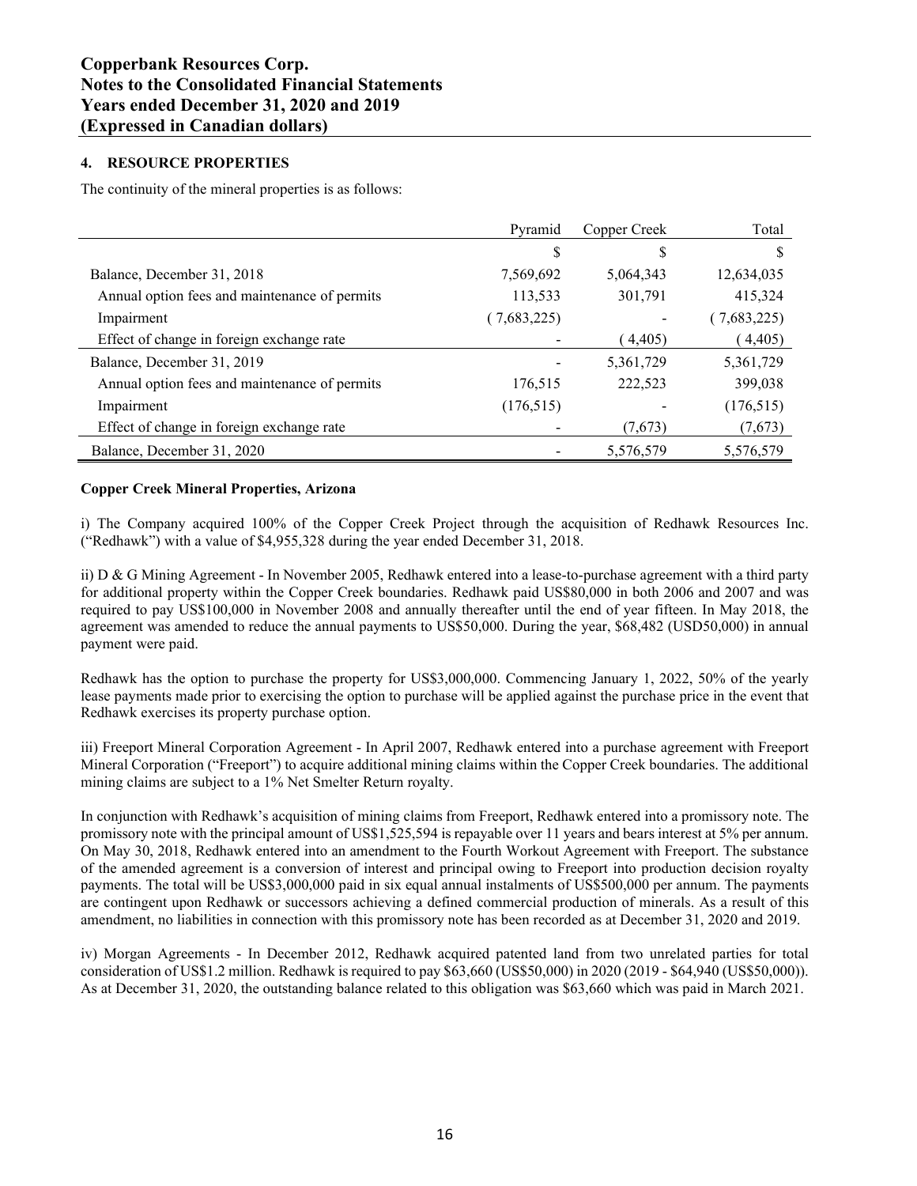## 4. RESOURCE PROPERTIES

The continuity of the mineral properties is as follows:

| | Pyramid | Copper Creek | Total |
|---|---|---|---|
| | $ | $ | $ |
| Balance, December 31, 2018 | 7,569,692 | 5,064,343 | 12,634,035 |
| Annual option fees and maintenance of permits | 113,533 | 301,791 | 415,324 |
| Impairment | ( 7,683,225) | - | ( 7,683,225) |
| Effect of change in foreign exchange rate | - | ( 4,405) | ( 4,405) |
| Balance, December 31, 2019 | - | 5,361,729 | 5,361,729 |
| Annual option fees and maintenance of permits | 176,515 | 222,523 | 399,038 |
| Impairment | (176,515) | - | (176,515) |
| Effect of change in foreign exchange rate | - | (7,673) | (7,673) |
| Balance, December 31, 2020 | - | 5,576,579 | 5,576,579 |

**Copper Creek Mineral Properties, Arizona**

i) The Company acquired 100% of the Copper Creek Project through the acquisition of Redhawk Resources Inc. ("Redhawk") with a value of $4,955,328 during the year ended December 31, 2018.

ii) D & G Mining Agreement - In November 2005, Redhawk entered into a lease-to-purchase agreement with a third party for additional property within the Copper Creek boundaries. Redhawk paid US$80,000 in both 2006 and 2007 and was required to pay US$100,000 in November 2008 and annually thereafter until the end of year fifteen. In May 2018, the agreement was amended to reduce the annual payments to US$50,000. During the year, $68,482 (USD50,000) in annual payment were paid.

Redhawk has the option to purchase the property for US$3,000,000. Commencing January 1, 2022, 50% of the yearly lease payments made prior to exercising the option to purchase will be applied against the purchase price in the event that Redhawk exercises its property purchase option.

iii) Freeport Mineral Corporation Agreement - In April 2007, Redhawk entered into a purchase agreement with Freeport Mineral Corporation ("Freeport") to acquire additional mining claims within the Copper Creek boundaries. The additional mining claims are subject to a 1% Net Smelter Return royalty.

In conjunction with Redhawk's acquisition of mining claims from Freeport, Redhawk entered into a promissory note. The promissory note with the principal amount of US$1,525,594 is repayable over 11 years and bears interest at 5% per annum. On May 30, 2018, Redhawk entered into an amendment to the Fourth Workout Agreement with Freeport. The substance of the amended agreement is a conversion of interest and principal owing to Freeport into production decision royalty payments. The total will be US$3,000,000 paid in six equal annual instalments of US$500,000 per annum. The payments are contingent upon Redhawk or successors achieving a defined commercial production of minerals. As a result of this amendment, no liabilities in connection with this promissory note has been recorded as at December 31, 2020 and 2019.

iv) Morgan Agreements - In December 2012, Redhawk acquired patented land from two unrelated parties for total consideration of US$1.2 million. Redhawk is required to pay $63,660 (US$50,000) in 2020 (2019 - $64,940 (US$50,000)). As at December 31, 2020, the outstanding balance related to this obligation was $63,660 which was paid in March 2021.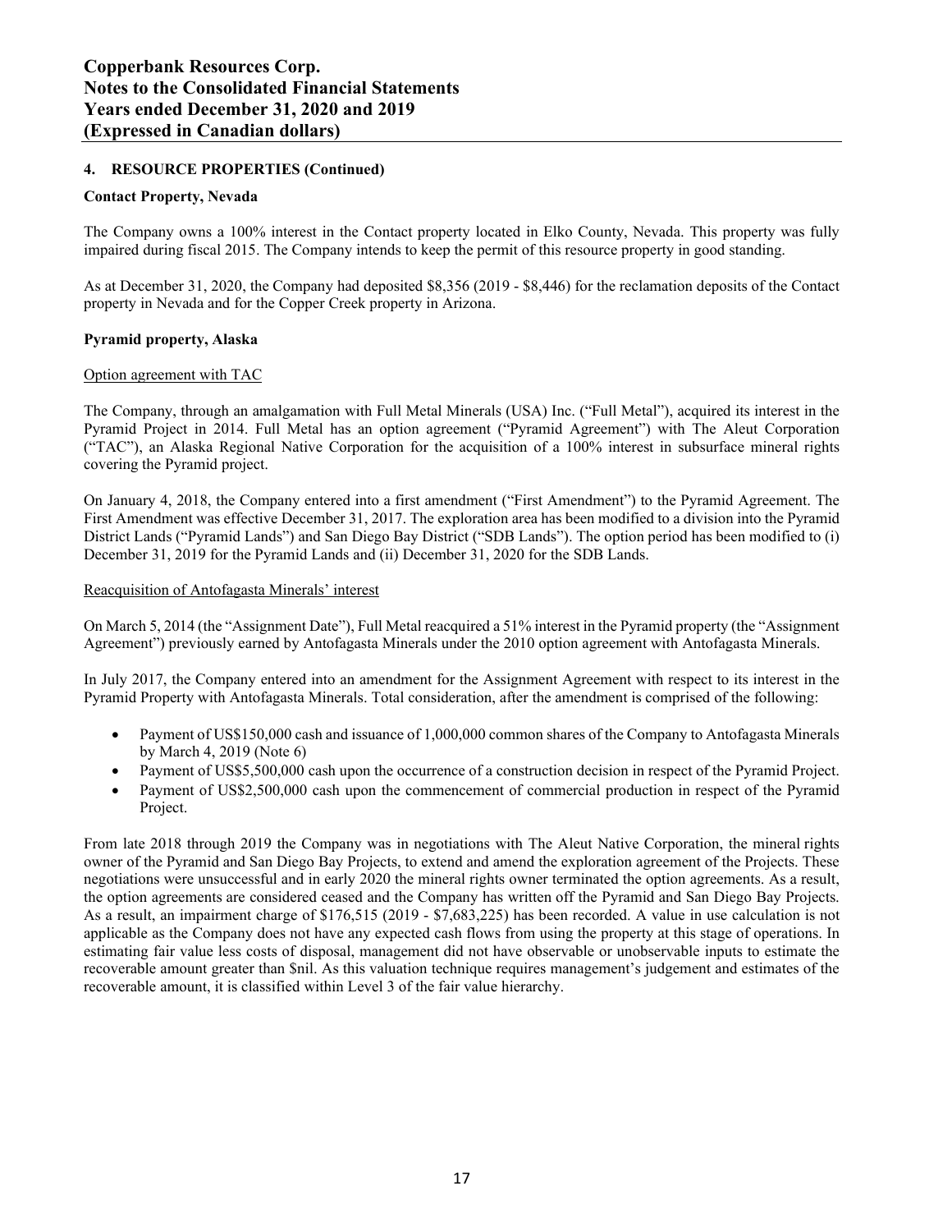## 4. RESOURCE PROPERTIES (Continued)

### Contact Property, Nevada

The Company owns a 100% interest in the Contact property located in Elko County, Nevada. This property was fully impaired during fiscal 2015. The Company intends to keep the permit of this resource property in good standing.

As at December 31, 2020, the Company had deposited $8,356 (2019 - $8,446) for the reclamation deposits of the Contact property in Nevada and for the Copper Creek property in Arizona.

### Pyramid property, Alaska

Option agreement with TAC

The Company, through an amalgamation with Full Metal Minerals (USA) Inc. ("Full Metal"), acquired its interest in the Pyramid Project in 2014. Full Metal has an option agreement ("Pyramid Agreement") with The Aleut Corporation ("TAC"), an Alaska Regional Native Corporation for the acquisition of a 100% interest in subsurface mineral rights covering the Pyramid project.

On January 4, 2018, the Company entered into a first amendment ("First Amendment") to the Pyramid Agreement. The First Amendment was effective December 31, 2017. The exploration area has been modified to a division into the Pyramid District Lands ("Pyramid Lands") and San Diego Bay District ("SDB Lands"). The option period has been modified to (i) December 31, 2019 for the Pyramid Lands and (ii) December 31, 2020 for the SDB Lands.

Reacquisition of Antofagasta Minerals' interest

On March 5, 2014 (the "Assignment Date"), Full Metal reacquired a 51% interest in the Pyramid property (the "Assignment Agreement") previously earned by Antofagasta Minerals under the 2010 option agreement with Antofagasta Minerals.

In July 2017, the Company entered into an amendment for the Assignment Agreement with respect to its interest in the Pyramid Property with Antofagasta Minerals. Total consideration, after the amendment is comprised of the following:

- Payment of US$150,000 cash and issuance of 1,000,000 common shares of the Company to Antofagasta Minerals by March 4, 2019 (Note 6)
- Payment of US$5,500,000 cash upon the occurrence of a construction decision in respect of the Pyramid Project.
- Payment of US$2,500,000 cash upon the commencement of commercial production in respect of the Pyramid Project.

From late 2018 through 2019 the Company was in negotiations with The Aleut Native Corporation, the mineral rights owner of the Pyramid and San Diego Bay Projects, to extend and amend the exploration agreement of the Projects. These negotiations were unsuccessful and in early 2020 the mineral rights owner terminated the option agreements. As a result, the option agreements are considered ceased and the Company has written off the Pyramid and San Diego Bay Projects. As a result, an impairment charge of $176,515 (2019 - $7,683,225) has been recorded. A value in use calculation is not applicable as the Company does not have any expected cash flows from using the property at this stage of operations. In estimating fair value less costs of disposal, management did not have observable or unobservable inputs to estimate the recoverable amount greater than $nil. As this valuation technique requires management's judgement and estimates of the recoverable amount, it is classified within Level 3 of the fair value hierarchy.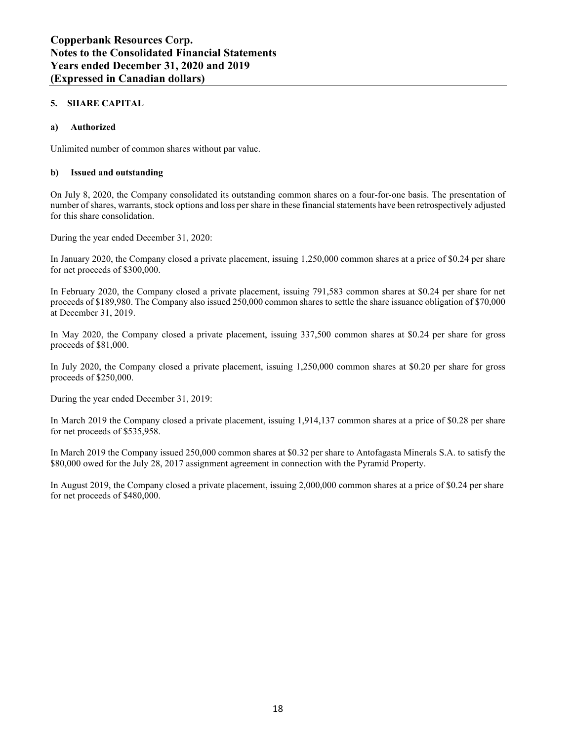## 5. SHARE CAPITAL

### a) Authorized

Unlimited number of common shares without par value.

### b) Issued and outstanding

On July 8, 2020, the Company consolidated its outstanding common shares on a four-for-one basis. The presentation of number of shares, warrants, stock options and loss per share in these financial statements have been retrospectively adjusted for this share consolidation.

During the year ended December 31, 2020:

In January 2020, the Company closed a private placement, issuing 1,250,000 common shares at a price of $0.24 per share for net proceeds of $300,000.

In February 2020, the Company closed a private placement, issuing 791,583 common shares at $0.24 per share for net proceeds of $189,980. The Company also issued 250,000 common shares to settle the share issuance obligation of $70,000 at December 31, 2019.

In May 2020, the Company closed a private placement, issuing 337,500 common shares at $0.24 per share for gross proceeds of $81,000.

In July 2020, the Company closed a private placement, issuing 1,250,000 common shares at $0.20 per share for gross proceeds of $250,000.

During the year ended December 31, 2019:

In March 2019 the Company closed a private placement, issuing 1,914,137 common shares at a price of $0.28 per share for net proceeds of $535,958.

In March 2019 the Company issued 250,000 common shares at $0.32 per share to Antofagasta Minerals S.A. to satisfy the $80,000 owed for the July 28, 2017 assignment agreement in connection with the Pyramid Property.

In August 2019, the Company closed a private placement, issuing 2,000,000 common shares at a price of $0.24 per share for net proceeds of $480,000.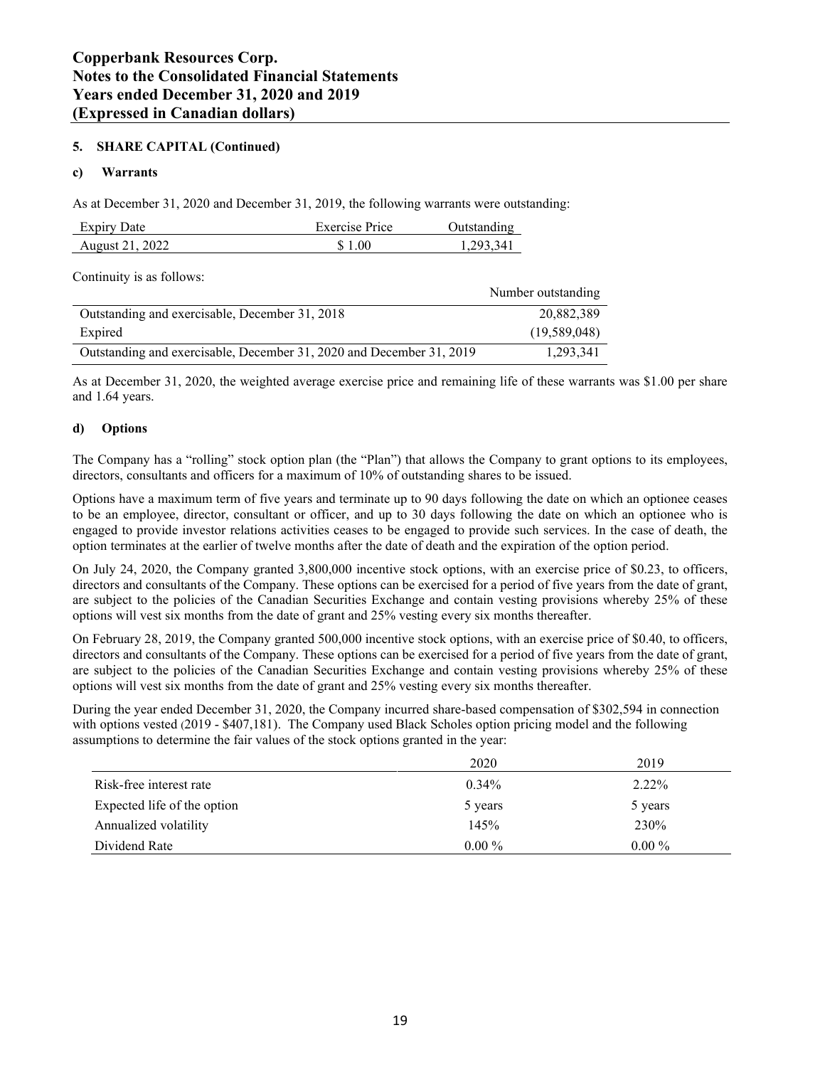### 5. SHARE CAPITAL (Continued)

#### c) Warrants

As at December 31, 2020 and December 31, 2019, the following warrants were outstanding:

| Expiry Date | Exercise Price | Outstanding |
|---|---|---|
| August 21, 2022 | $ 1.00 | 1,293,341 |

Continuity is as follows:

| | Number outstanding |
|---|---|
| Outstanding and exercisable, December 31, 2018 | 20,882,389 |
| Expired | (19,589,048) |
| Outstanding and exercisable, December 31, 2020 and December 31, 2019 | 1,293,341 |

As at December 31, 2020, the weighted average exercise price and remaining life of these warrants was $1.00 per share and 1.64 years.

#### d) Options

The Company has a "rolling" stock option plan (the "Plan") that allows the Company to grant options to its employees, directors, consultants and officers for a maximum of 10% of outstanding shares to be issued.

Options have a maximum term of five years and terminate up to 90 days following the date on which an optionee ceases to be an employee, director, consultant or officer, and up to 30 days following the date on which an optionee who is engaged to provide investor relations activities ceases to be engaged to provide such services. In the case of death, the option terminates at the earlier of twelve months after the date of death and the expiration of the option period.

On July 24, 2020, the Company granted 3,800,000 incentive stock options, with an exercise price of $0.23, to officers, directors and consultants of the Company. These options can be exercised for a period of five years from the date of grant, are subject to the policies of the Canadian Securities Exchange and contain vesting provisions whereby 25% of these options will vest six months from the date of grant and 25% vesting every six months thereafter.

On February 28, 2019, the Company granted 500,000 incentive stock options, with an exercise price of $0.40, to officers, directors and consultants of the Company. These options can be exercised for a period of five years from the date of grant, are subject to the policies of the Canadian Securities Exchange and contain vesting provisions whereby 25% of these options will vest six months from the date of grant and 25% vesting every six months thereafter.

During the year ended December 31, 2020, the Company incurred share-based compensation of $302,594 in connection with options vested (2019 - $407,181). The Company used Black Scholes option pricing model and the following assumptions to determine the fair values of the stock options granted in the year:

| | 2020 | 2019 |
|---|---|---|
| Risk-free interest rate | 0.34% | 2.22% |
| Expected life of the option | 5 years | 5 years |
| Annualized volatility | 145% | 230% |
| Dividend Rate | 0.00 % | 0.00 % |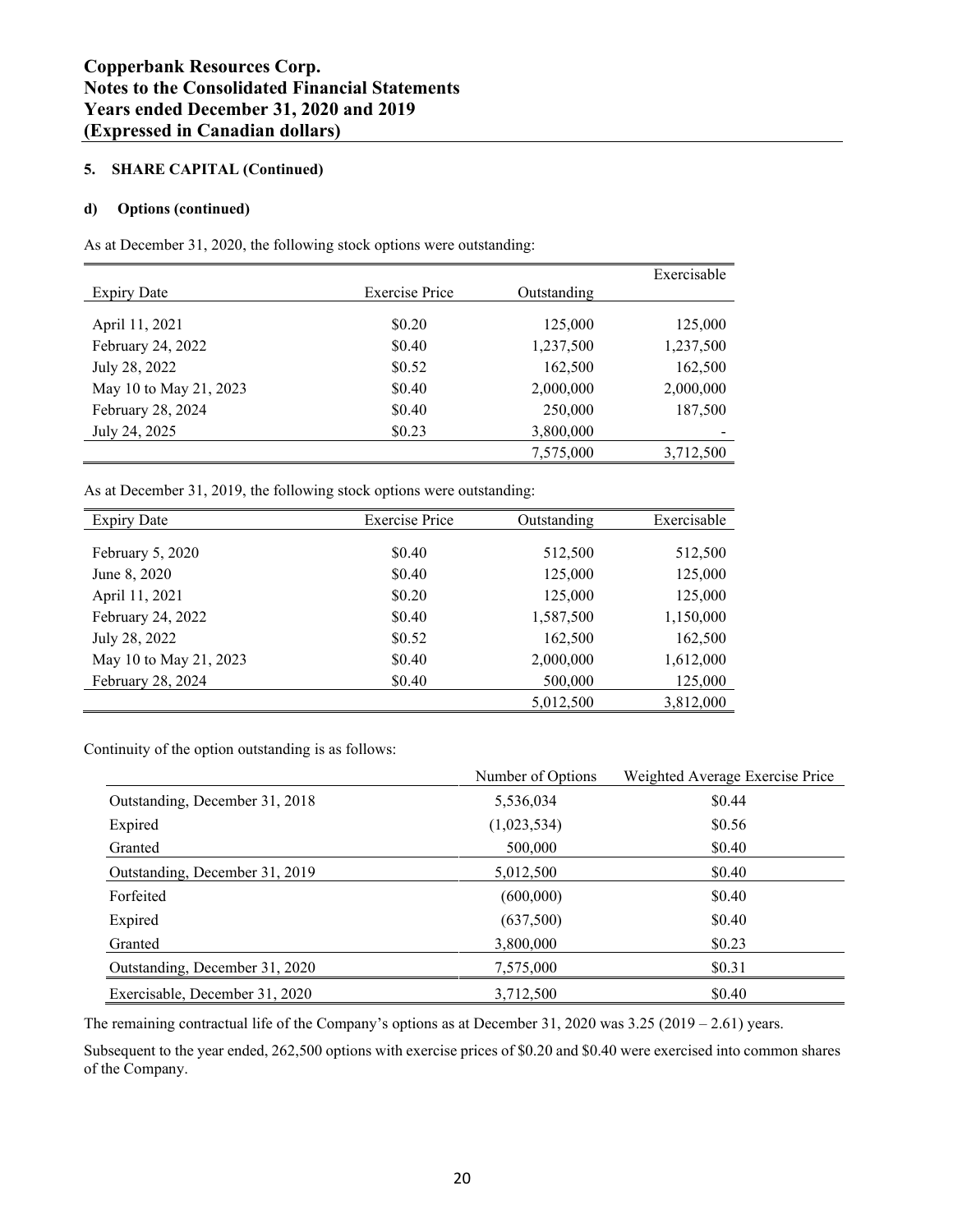**Copperbank Resources Corp.**
**Notes to the Consolidated Financial Statements**
**Years ended December 31, 2020 and 2019**
**(Expressed in Canadian dollars)**

**5. SHARE CAPITAL (Continued)**

**d) Options (continued)**

As at December 31, 2020, the following stock options were outstanding:

| Expiry Date | Exercise Price | Outstanding | Exercisable |
|---|---|---|---|
| April 11, 2021 | $0.20 | 125,000 | 125,000 |
| February 24, 2022 | $0.40 | 1,237,500 | 1,237,500 |
| July 28, 2022 | $0.52 | 162,500 | 162,500 |
| May 10 to May 21, 2023 | $0.40 | 2,000,000 | 2,000,000 |
| February 28, 2024 | $0.40 | 250,000 | 187,500 |
| July 24, 2025 | $0.23 | 3,800,000 | - |
| | | 7,575,000 | 3,712,500 |

As at December 31, 2019, the following stock options were outstanding:

| Expiry Date | Exercise Price | Outstanding | Exercisable |
|---|---|---|---|
| February 5, 2020 | $0.40 | 512,500 | 512,500 |
| June 8, 2020 | $0.40 | 125,000 | 125,000 |
| April 11, 2021 | $0.20 | 125,000 | 125,000 |
| February 24, 2022 | $0.40 | 1,587,500 | 1,150,000 |
| July 28, 2022 | $0.52 | 162,500 | 162,500 |
| May 10 to May 21, 2023 | $0.40 | 2,000,000 | 1,612,000 |
| February 28, 2024 | $0.40 | 500,000 | 125,000 |
| | | 5,012,500 | 3,812,000 |

Continuity of the option outstanding is as follows:

| | Number of Options | Weighted Average Exercise Price |
|---|---|---|
| Outstanding, December 31, 2018 | 5,536,034 | $0.44 |
| Expired | (1,023,534) | $0.56 |
| Granted | 500,000 | $0.40 |
| Outstanding, December 31, 2019 | 5,012,500 | $0.40 |
| Forfeited | (600,000) | $0.40 |
| Expired | (637,500) | $0.40 |
| Granted | 3,800,000 | $0.23 |
| Outstanding, December 31, 2020 | 7,575,000 | $0.31 |
| Exercisable, December 31, 2020 | 3,712,500 | $0.40 |

The remaining contractual life of the Company's options as at December 31, 2020 was 3.25 (2019 – 2.61) years.

Subsequent to the year ended, 262,500 options with exercise prices of $0.20 and $0.40 were exercised into common shares of the Company.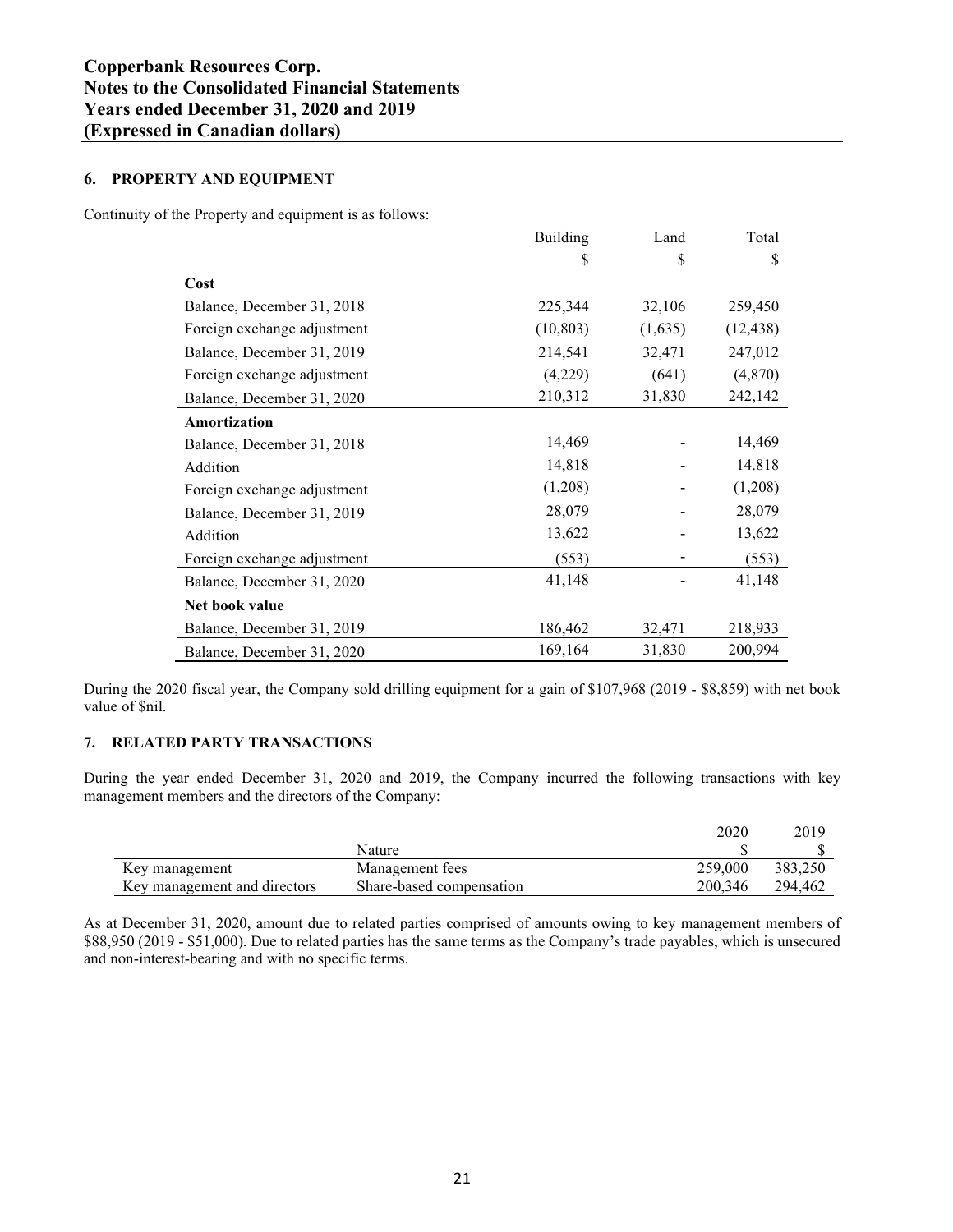## 6. PROPERTY AND EQUIPMENT

Continuity of the Property and equipment is as follows:

| | Building | Land | Total |
|---|---|---|---|
| | $ | $ | $ |
| **Cost** | | | |
| Balance, December 31, 2018 | 225,344 | 32,106 | 259,450 |
| Foreign exchange adjustment | (10,803) | (1,635) | (12,438) |
| Balance, December 31, 2019 | 214,541 | 32,471 | 247,012 |
| Foreign exchange adjustment | (4,229) | (641) | (4,870) |
| Balance, December 31, 2020 | 210,312 | 31,830 | 242,142 |
| **Amortization** | | | |
| Balance, December 31, 2018 | 14,469 | - | 14,469 |
| Addition | 14,818 | - | 14.818 |
| Foreign exchange adjustment | (1,208) | - | (1,208) |
| Balance, December 31, 2019 | 28,079 | - | 28,079 |
| Addition | 13,622 | - | 13,622 |
| Foreign exchange adjustment | (553) | - | (553) |
| Balance, December 31, 2020 | 41,148 | - | 41,148 |
| **Net book value** | | | |
| Balance, December 31, 2019 | 186,462 | 32,471 | 218,933 |
| Balance, December 31, 2020 | 169,164 | 31,830 | 200,994 |

During the 2020 fiscal year, the Company sold drilling equipment for a gain of $107,968 (2019 - $8,859) with net book value of $nil.

## 7. RELATED PARTY TRANSACTIONS

During the year ended December 31, 2020 and 2019, the Company incurred the following transactions with key management members and the directors of the Company:

| | Nature | 2020<br>$ | 2019<br>$ |
|---|---|---|---|
| Key management | Management fees | 259,000 | 383,250 |
| Key management and directors | Share-based compensation | 200,346 | 294,462 |

As at December 31, 2020, amount due to related parties comprised of amounts owing to key management members of $88,950 (2019 - $51,000). Due to related parties has the same terms as the Company's trade payables, which is unsecured and non-interest-bearing and with no specific terms.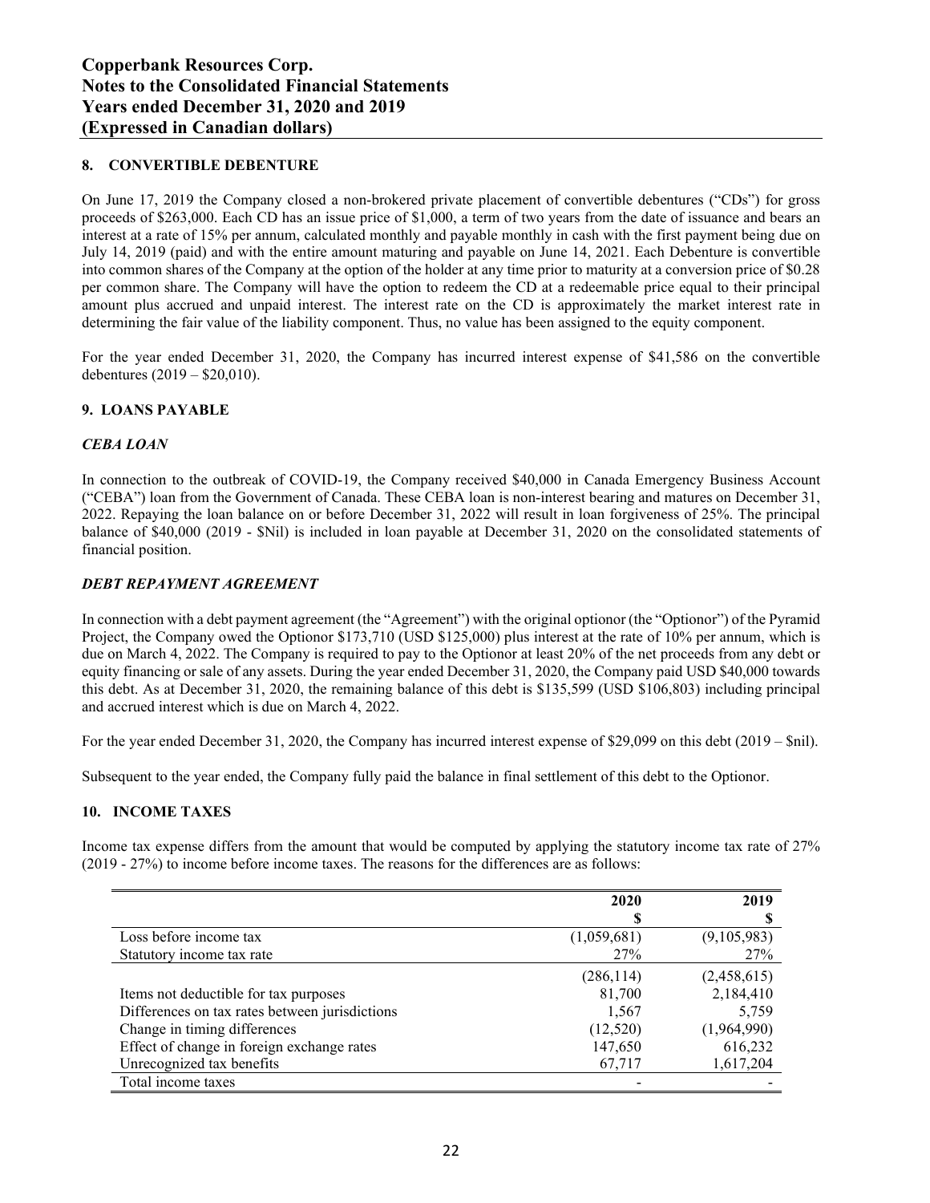## 8. CONVERTIBLE DEBENTURE

On June 17, 2019 the Company closed a non-brokered private placement of convertible debentures ("CDs") for gross proceeds of $263,000. Each CD has an issue price of $1,000, a term of two years from the date of issuance and bears an interest at a rate of 15% per annum, calculated monthly and payable monthly in cash with the first payment being due on July 14, 2019 (paid) and with the entire amount maturing and payable on June 14, 2021. Each Debenture is convertible into common shares of the Company at the option of the holder at any time prior to maturity at a conversion price of $0.28 per common share. The Company will have the option to redeem the CD at a redeemable price equal to their principal amount plus accrued and unpaid interest. The interest rate on the CD is approximately the market interest rate in determining the fair value of the liability component. Thus, no value has been assigned to the equity component.

For the year ended December 31, 2020, the Company has incurred interest expense of $41,586 on the convertible debentures (2019 – $20,010).

## 9. LOANS PAYABLE

### *CEBA LOAN*

In connection to the outbreak of COVID-19, the Company received $40,000 in Canada Emergency Business Account ("CEBA") loan from the Government of Canada. These CEBA loan is non-interest bearing and matures on December 31, 2022. Repaying the loan balance on or before December 31, 2022 will result in loan forgiveness of 25%. The principal balance of $40,000 (2019 - $Nil) is included in loan payable at December 31, 2020 on the consolidated statements of financial position.

### *DEBT REPAYMENT AGREEMENT*

In connection with a debt payment agreement (the "Agreement") with the original optionor (the "Optionor") of the Pyramid Project, the Company owed the Optionor $173,710 (USD $125,000) plus interest at the rate of 10% per annum, which is due on March 4, 2022. The Company is required to pay to the Optionor at least 20% of the net proceeds from any debt or equity financing or sale of any assets. During the year ended December 31, 2020, the Company paid USD $40,000 towards this debt. As at December 31, 2020, the remaining balance of this debt is $135,599 (USD $106,803) including principal and accrued interest which is due on March 4, 2022.

For the year ended December 31, 2020, the Company has incurred interest expense of $29,099 on this debt (2019 – $nil).

Subsequent to the year ended, the Company fully paid the balance in final settlement of this debt to the Optionor.

## 10. INCOME TAXES

Income tax expense differs from the amount that would be computed by applying the statutory income tax rate of 27% (2019 - 27%) to income before income taxes. The reasons for the differences are as follows:

| | 2020<br>$ | 2019<br>$ |
|---|---|---|
| Loss before income tax | (1,059,681) | (9,105,983) |
| Statutory income tax rate | 27% | 27% |
| | (286,114) | (2,458,615) |
| Items not deductible for tax purposes | 81,700 | 2,184,410 |
| Differences on tax rates between jurisdictions | 1,567 | 5,759 |
| Change in timing differences | (12,520) | (1,964,990) |
| Effect of change in foreign exchange rates | 147,650 | 616,232 |
| Unrecognized tax benefits | 67,717 | 1,617,204 |
| Total income taxes | - | - |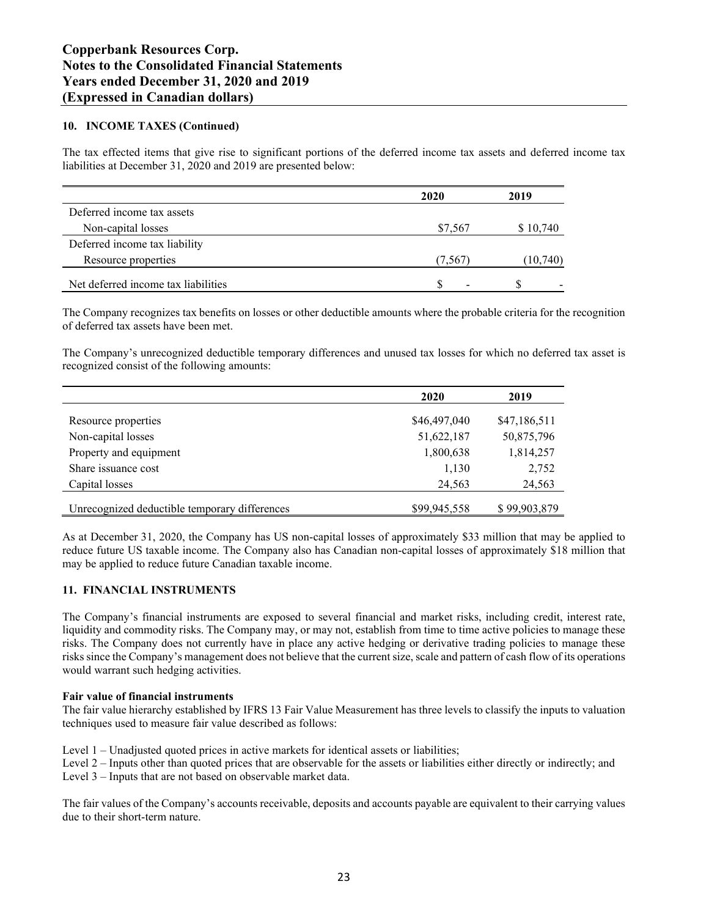## 10. INCOME TAXES (Continued)

The tax effected items that give rise to significant portions of the deferred income tax assets and deferred income tax liabilities at December 31, 2020 and 2019 are presented below:

| | 2020 | 2019 |
|---|---|---|
| Deferred income tax assets | | |
| Non-capital losses | $7,567 | $ 10,740 |
| Deferred income tax liability | | |
| Resource properties | (7,567) | (10,740) |
| Net deferred income tax liabilities | $ - | $ - |

The Company recognizes tax benefits on losses or other deductible amounts where the probable criteria for the recognition of deferred tax assets have been met.

The Company's unrecognized deductible temporary differences and unused tax losses for which no deferred tax asset is recognized consist of the following amounts:

| | 2020 | 2019 |
|---|---|---|
| Resource properties | $46,497,040 | $47,186,511 |
| Non-capital losses | 51,622,187 | 50,875,796 |
| Property and equipment | 1,800,638 | 1,814,257 |
| Share issuance cost | 1,130 | 2,752 |
| Capital losses | 24,563 | 24,563 |
| Unrecognized deductible temporary differences | $99,945,558 | $ 99,903,879 |

As at December 31, 2020, the Company has US non-capital losses of approximately $33 million that may be applied to reduce future US taxable income. The Company also has Canadian non-capital losses of approximately $18 million that may be applied to reduce future Canadian taxable income.

## 11. FINANCIAL INSTRUMENTS

The Company's financial instruments are exposed to several financial and market risks, including credit, interest rate, liquidity and commodity risks. The Company may, or may not, establish from time to time active policies to manage these risks. The Company does not currently have in place any active hedging or derivative trading policies to manage these risks since the Company's management does not believe that the current size, scale and pattern of cash flow of its operations would warrant such hedging activities.

**Fair value of financial instruments**

The fair value hierarchy established by IFRS 13 Fair Value Measurement has three levels to classify the inputs to valuation techniques used to measure fair value described as follows:

Level 1 – Unadjusted quoted prices in active markets for identical assets or liabilities;
Level 2 – Inputs other than quoted prices that are observable for the assets or liabilities either directly or indirectly; and
Level 3 – Inputs that are not based on observable market data.

The fair values of the Company's accounts receivable, deposits and accounts payable are equivalent to their carrying values due to their short-term nature.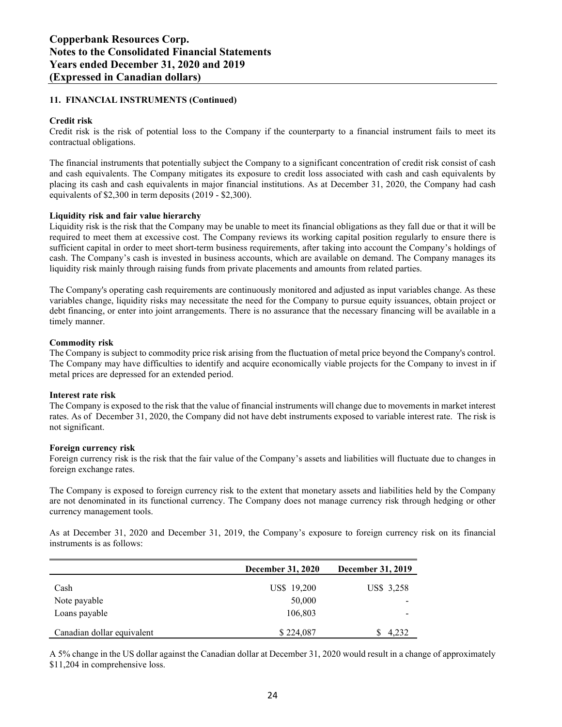## 11. FINANCIAL INSTRUMENTS (Continued)

### Credit risk

Credit risk is the risk of potential loss to the Company if the counterparty to a financial instrument fails to meet its contractual obligations.

The financial instruments that potentially subject the Company to a significant concentration of credit risk consist of cash and cash equivalents. The Company mitigates its exposure to credit loss associated with cash and cash equivalents by placing its cash and cash equivalents in major financial institutions. As at December 31, 2020, the Company had cash equivalents of $2,300 in term deposits (2019 - $2,300).

### Liquidity risk and fair value hierarchy

Liquidity risk is the risk that the Company may be unable to meet its financial obligations as they fall due or that it will be required to meet them at excessive cost. The Company reviews its working capital position regularly to ensure there is sufficient capital in order to meet short-term business requirements, after taking into account the Company's holdings of cash. The Company's cash is invested in business accounts, which are available on demand. The Company manages its liquidity risk mainly through raising funds from private placements and amounts from related parties.

The Company's operating cash requirements are continuously monitored and adjusted as input variables change. As these variables change, liquidity risks may necessitate the need for the Company to pursue equity issuances, obtain project or debt financing, or enter into joint arrangements. There is no assurance that the necessary financing will be available in a timely manner.

### Commodity risk

The Company is subject to commodity price risk arising from the fluctuation of metal price beyond the Company's control. The Company may have difficulties to identify and acquire economically viable projects for the Company to invest in if metal prices are depressed for an extended period.

### Interest rate risk

The Company is exposed to the risk that the value of financial instruments will change due to movements in market interest rates. As of December 31, 2020, the Company did not have debt instruments exposed to variable interest rate. The risk is not significant.

### Foreign currency risk

Foreign currency risk is the risk that the fair value of the Company's assets and liabilities will fluctuate due to changes in foreign exchange rates.

The Company is exposed to foreign currency risk to the extent that monetary assets and liabilities held by the Company are not denominated in its functional currency. The Company does not manage currency risk through hedging or other currency management tools.

As at December 31, 2020 and December 31, 2019, the Company's exposure to foreign currency risk on its financial instruments is as follows:

| | December 31, 2020 | December 31, 2019 |
|---|---|---|
| Cash | US$ 19,200 | US$ 3,258 |
| Note payable | 50,000 | - |
| Loans payable | 106,803 | - |
| Canadian dollar equivalent | $ 224,087 | $ 4,232 |

A 5% change in the US dollar against the Canadian dollar at December 31, 2020 would result in a change of approximately $11,204 in comprehensive loss.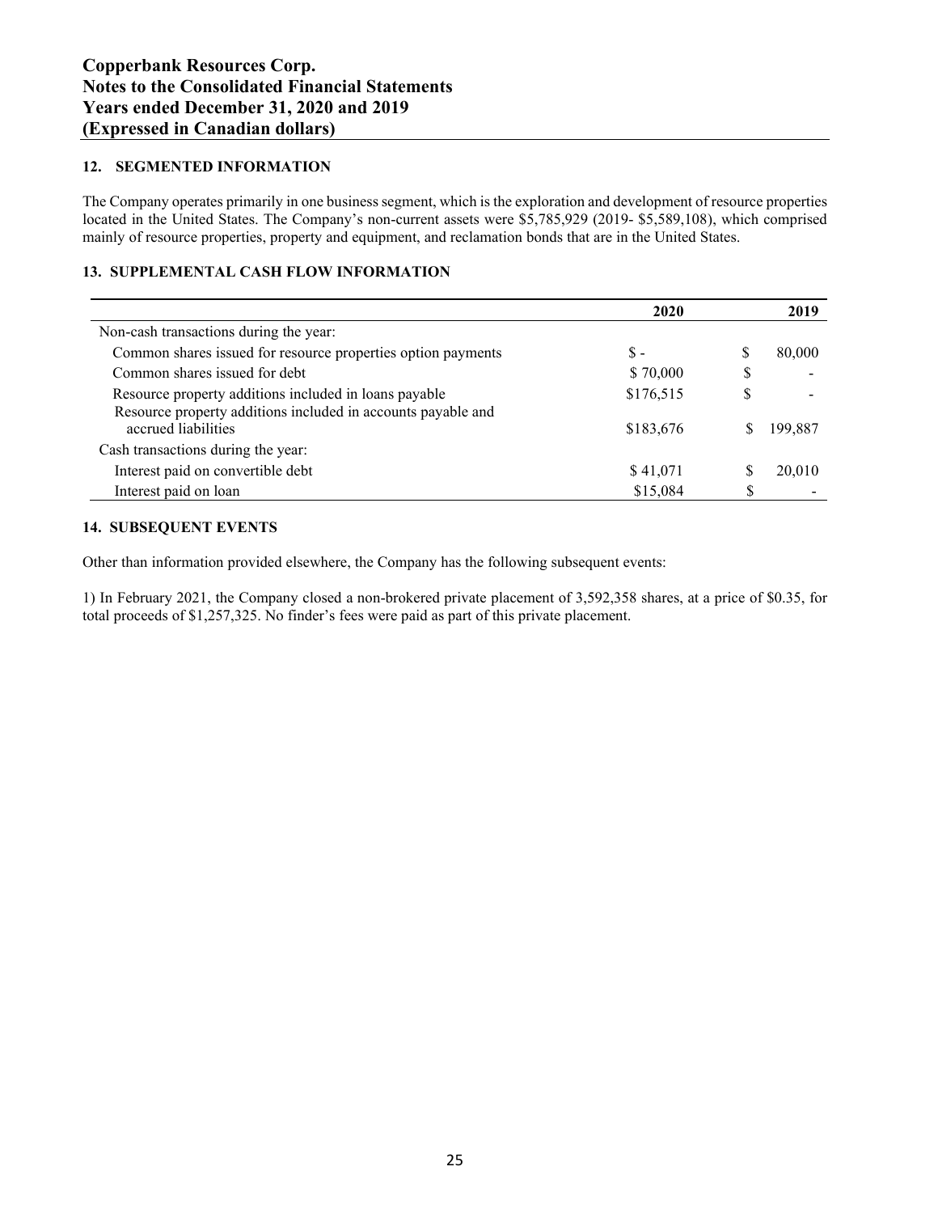## 12. SEGMENTED INFORMATION

The Company operates primarily in one business segment, which is the exploration and development of resource properties located in the United States. The Company's non-current assets were $5,785,929 (2019- $5,589,108), which comprised mainly of resource properties, property and equipment, and reclamation bonds that are in the United States.

## 13. SUPPLEMENTAL CASH FLOW INFORMATION

| | 2020 | 2019 |
|---|---|---|
| Non-cash transactions during the year: | | |
| Common shares issued for resource properties option payments | $ - | $ 80,000 |
| Common shares issued for debt | $ 70,000 | $ - |
| Resource property additions included in loans payable | $176,515 | $ - |
| Resource property additions included in accounts payable and accrued liabilities | $183,676 | $ 199,887 |
| Cash transactions during the year: | | |
| Interest paid on convertible debt | $ 41,071 | $ 20,010 |
| Interest paid on loan | $15,084 | $ - |

## 14. SUBSEQUENT EVENTS

Other than information provided elsewhere, the Company has the following subsequent events:

1) In February 2021, the Company closed a non-brokered private placement of 3,592,358 shares, at a price of $0.35, for total proceeds of $1,257,325. No finder's fees were paid as part of this private placement.